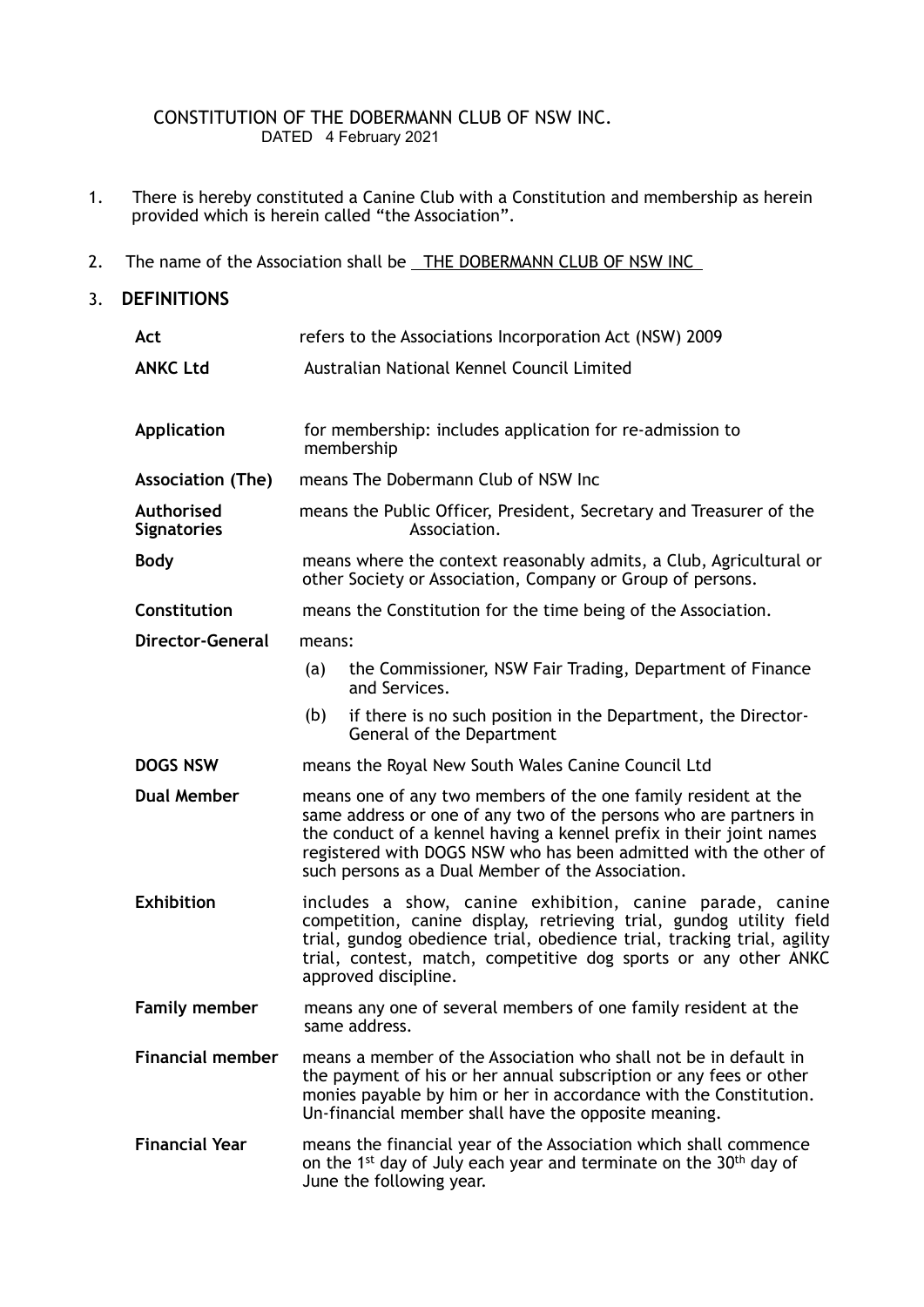CONSTITUTION OF THE DOBERMANN CLUB OF NSW INC.
DATED 4 February 2021

1. There is hereby constituted a Canine Club with a Constitution and membership as herein provided which is herein called "the Association".

2. The name of the Association shall be THE DOBERMANN CLUB OF NSW INC

3. **DEFINITIONS**

| | |
|---|---|
| **Act** | refers to the Associations Incorporation Act (NSW) 2009 |
| **ANKC Ltd** | Australian National Kennel Council Limited |
| **Application** | for membership: includes application for re-admission to membership |
| **Association (The)** | means The Dobermann Club of NSW Inc |
| **Authorised Signatories** | means the Public Officer, President, Secretary and Treasurer of the Association. |
| **Body** | means where the context reasonably admits, a Club, Agricultural or other Society or Association, Company or Group of persons. |
| **Constitution** | means the Constitution for the time being of the Association. |
| **Director-General** | means: (a) the Commissioner, NSW Fair Trading, Department of Finance and Services. (b) if there is no such position in the Department, the Director-General of the Department |
| **DOGS NSW** | means the Royal New South Wales Canine Council Ltd |
| **Dual Member** | means one of any two members of the one family resident at the same address or one of any two of the persons who are partners in the conduct of a kennel having a kennel prefix in their joint names registered with DOGS NSW who has been admitted with the other of such persons as a Dual Member of the Association. |
| **Exhibition** | includes a show, canine exhibition, canine parade, canine competition, canine display, retrieving trial, gundog utility field trial, gundog obedience trial, obedience trial, tracking trial, agility trial, contest, match, competitive dog sports or any other ANKC approved discipline. |
| **Family member** | means any one of several members of one family resident at the same address. |
| **Financial member** | means a member of the Association who shall not be in default in the payment of his or her annual subscription or any fees or other monies payable by him or her in accordance with the Constitution. Un-financial member shall have the opposite meaning. |
| **Financial Year** | means the financial year of the Association which shall commence on the 1st day of July each year and terminate on the 30th day of June the following year. |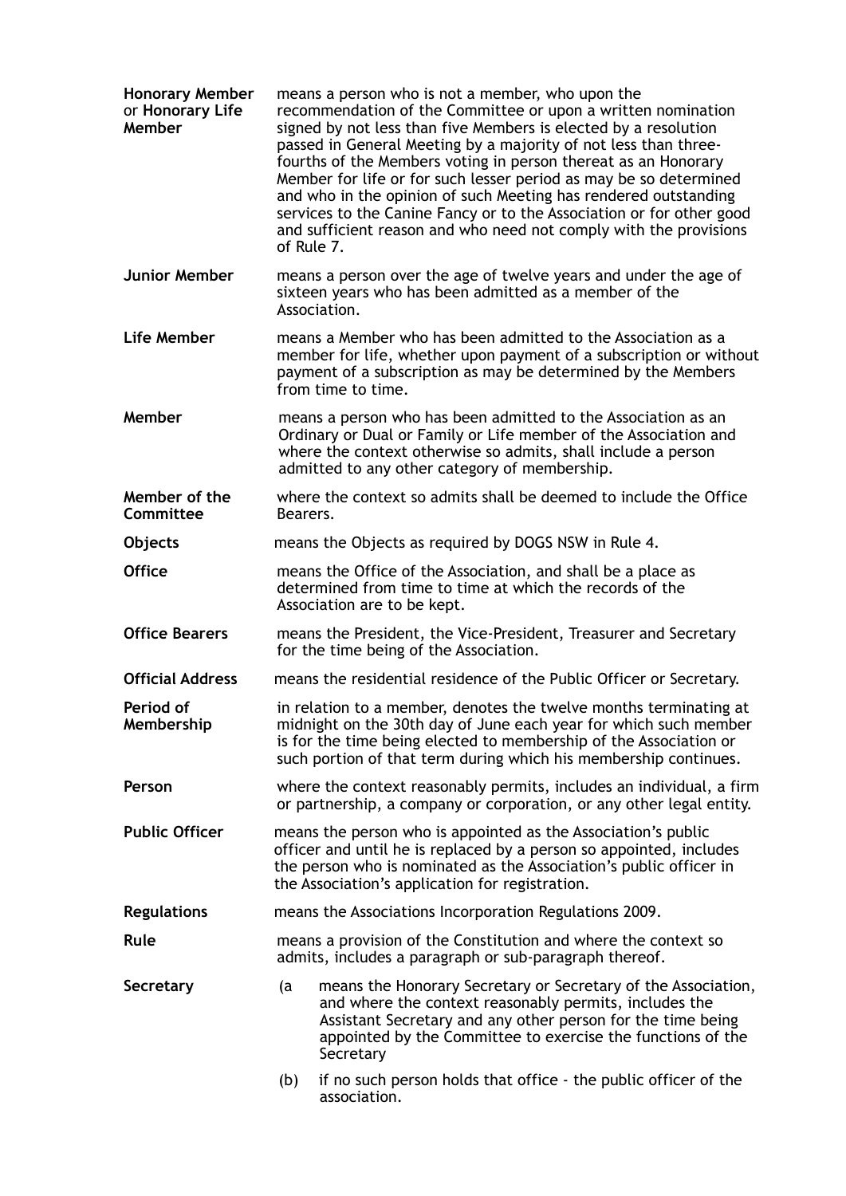| | |
|---|---|
| **Honorary Member** or **Honorary Life Member** | means a person who is not a member, who upon the recommendation of the Committee or upon a written nomination signed by not less than five Members is elected by a resolution passed in General Meeting by a majority of not less than three-fourths of the Members voting in person thereat as an Honorary Member for life or for such lesser period as may be so determined and who in the opinion of such Meeting has rendered outstanding services to the Canine Fancy or to the Association or for other good and sufficient reason and who need not comply with the provisions of Rule 7. |
| **Junior Member** | means a person over the age of twelve years and under the age of sixteen years who has been admitted as a member of the Association. |
| **Life Member** | means a Member who has been admitted to the Association as a member for life, whether upon payment of a subscription or without payment of a subscription as may be determined by the Members from time to time. |
| **Member** | means a person who has been admitted to the Association as an Ordinary or Dual or Family or Life member of the Association and where the context otherwise so admits, shall include a person admitted to any other category of membership. |
| **Member of the Committee** | where the context so admits shall be deemed to include the Office Bearers. |
| **Objects** | means the Objects as required by DOGS NSW in Rule 4. |
| **Office** | means the Office of the Association, and shall be a place as determined from time to time at which the records of the Association are to be kept. |
| **Office Bearers** | means the President, the Vice-President, Treasurer and Secretary for the time being of the Association. |
| **Official Address** | means the residential residence of the Public Officer or Secretary. |
| **Period of Membership** | in relation to a member, denotes the twelve months terminating at midnight on the 30th day of June each year for which such member is for the time being elected to membership of the Association or such portion of that term during which his membership continues. |
| **Person** | where the context reasonably permits, includes an individual, a firm or partnership, a company or corporation, or any other legal entity. |
| **Public Officer** | means the person who is appointed as the Association's public officer and until he is replaced by a person so appointed, includes the person who is nominated as the Association's public officer in the Association's application for registration. |
| **Regulations** | means the Associations Incorporation Regulations 2009. |
| **Rule** | means a provision of the Constitution and where the context so admits, includes a paragraph or sub-paragraph thereof. |
| **Secretary** | (a means the Honorary Secretary or Secretary of the Association, and where the context reasonably permits, includes the Assistant Secretary and any other person for the time being appointed by the Committee to exercise the functions of the Secretary<br><br>(b) if no such person holds that office - the public officer of the association. |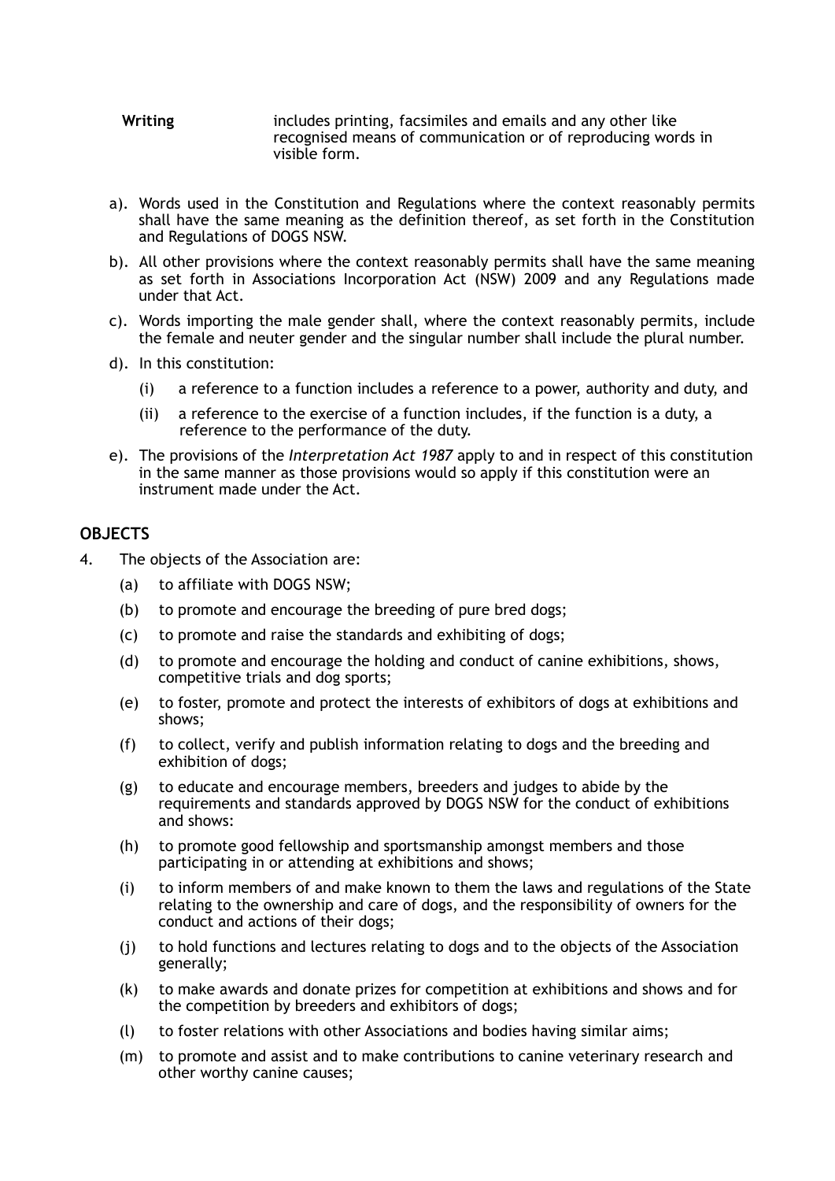**Writing** includes printing, facsimiles and emails and any other like recognised means of communication or of reproducing words in visible form.

a). Words used in the Constitution and Regulations where the context reasonably permits shall have the same meaning as the definition thereof, as set forth in the Constitution and Regulations of DOGS NSW.

b). All other provisions where the context reasonably permits shall have the same meaning as set forth in Associations Incorporation Act (NSW) 2009 and any Regulations made under that Act.

c). Words importing the male gender shall, where the context reasonably permits, include the female and neuter gender and the singular number shall include the plural number.

d). In this constitution:

(i) a reference to a function includes a reference to a power, authority and duty, and

(ii) a reference to the exercise of a function includes, if the function is a duty, a reference to the performance of the duty.

e). The provisions of the *Interpretation Act 1987* apply to and in respect of this constitution in the same manner as those provisions would so apply if this constitution were an instrument made under the Act.

## OBJECTS

4. The objects of the Association are:

(a) to affiliate with DOGS NSW;

(b) to promote and encourage the breeding of pure bred dogs;

(c) to promote and raise the standards and exhibiting of dogs;

(d) to promote and encourage the holding and conduct of canine exhibitions, shows, competitive trials and dog sports;

(e) to foster, promote and protect the interests of exhibitors of dogs at exhibitions and shows;

(f) to collect, verify and publish information relating to dogs and the breeding and exhibition of dogs;

(g) to educate and encourage members, breeders and judges to abide by the requirements and standards approved by DOGS NSW for the conduct of exhibitions and shows:

(h) to promote good fellowship and sportsmanship amongst members and those participating in or attending at exhibitions and shows;

(i) to inform members of and make known to them the laws and regulations of the State relating to the ownership and care of dogs, and the responsibility of owners for the conduct and actions of their dogs;

(j) to hold functions and lectures relating to dogs and to the objects of the Association generally;

(k) to make awards and donate prizes for competition at exhibitions and shows and for the competition by breeders and exhibitors of dogs;

(l) to foster relations with other Associations and bodies having similar aims;

(m) to promote and assist and to make contributions to canine veterinary research and other worthy canine causes;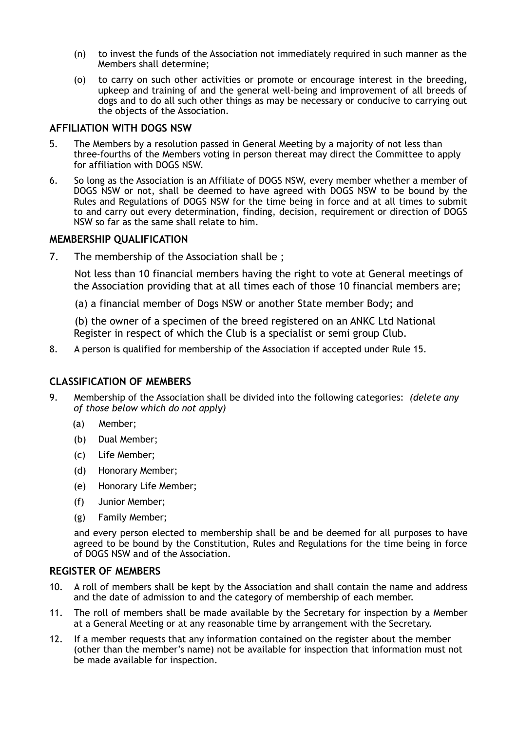(n) to invest the funds of the Association not immediately required in such manner as the Members shall determine;

(o) to carry on such other activities or promote or encourage interest in the breeding, upkeep and training of and the general well-being and improvement of all breeds of dogs and to do all such other things as may be necessary or conducive to carrying out the objects of the Association.

### AFFILIATION WITH DOGS NSW

5. The Members by a resolution passed in General Meeting by a majority of not less than three-fourths of the Members voting in person thereat may direct the Committee to apply for affiliation with DOGS NSW.

6. So long as the Association is an Affiliate of DOGS NSW, every member whether a member of DOGS NSW or not, shall be deemed to have agreed with DOGS NSW to be bound by the Rules and Regulations of DOGS NSW for the time being in force and at all times to submit to and carry out every determination, finding, decision, requirement or direction of DOGS NSW so far as the same shall relate to him.

### MEMBERSHIP QUALIFICATION

7. The membership of the Association shall be ;

   Not less than 10 financial members having the right to vote at General meetings of the Association providing that at all times each of those 10 financial members are;

   (a) a financial member of Dogs NSW or another State member Body; and

   (b) the owner of a specimen of the breed registered on an ANKC Ltd National Register in respect of which the Club is a specialist or semi group Club.

8. A person is qualified for membership of the Association if accepted under Rule 15.

### CLASSIFICATION OF MEMBERS

9. Membership of the Association shall be divided into the following categories: *(delete any of those below which do not apply)*

   (a) Member;

   (b) Dual Member;

   (c) Life Member;

   (d) Honorary Member;

   (e) Honorary Life Member;

   (f) Junior Member;

   (g) Family Member;

   and every person elected to membership shall be and be deemed for all purposes to have agreed to be bound by the Constitution, Rules and Regulations for the time being in force of DOGS NSW and of the Association.

### REGISTER OF MEMBERS

10. A roll of members shall be kept by the Association and shall contain the name and address and the date of admission to and the category of membership of each member.

11. The roll of members shall be made available by the Secretary for inspection by a Member at a General Meeting or at any reasonable time by arrangement with the Secretary.

12. If a member requests that any information contained on the register about the member (other than the member's name) not be available for inspection that information must not be made available for inspection.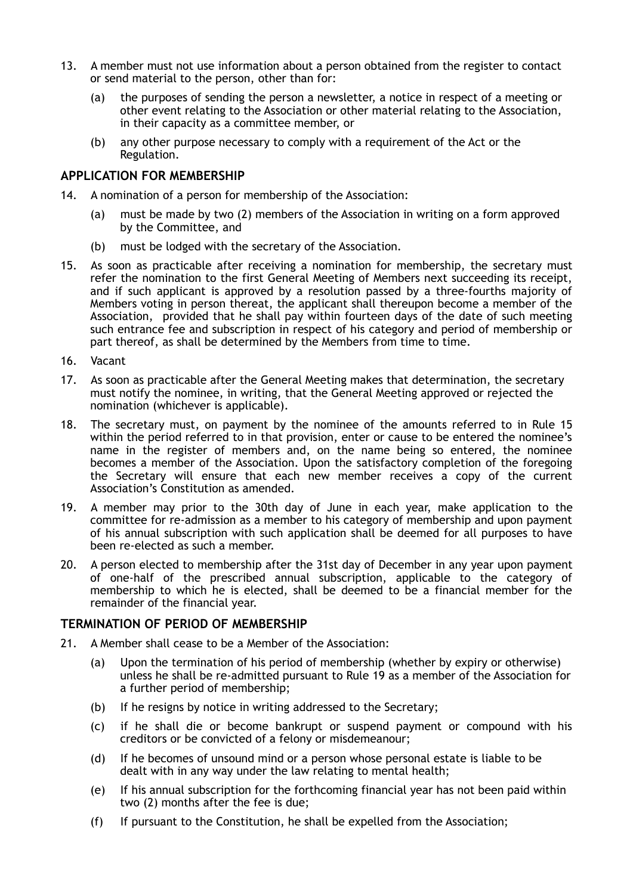13. A member must not use information about a person obtained from the register to contact or send material to the person, other than for:

    (a) the purposes of sending the person a newsletter, a notice in respect of a meeting or other event relating to the Association or other material relating to the Association, in their capacity as a committee member, or

    (b) any other purpose necessary to comply with a requirement of the Act or the Regulation.

## APPLICATION FOR MEMBERSHIP

14. A nomination of a person for membership of the Association:

    (a) must be made by two (2) members of the Association in writing on a form approved by the Committee, and

    (b) must be lodged with the secretary of the Association.

15. As soon as practicable after receiving a nomination for membership, the secretary must refer the nomination to the first General Meeting of Members next succeeding its receipt, and if such applicant is approved by a resolution passed by a three-fourths majority of Members voting in person thereat, the applicant shall thereupon become a member of the Association, provided that he shall pay within fourteen days of the date of such meeting such entrance fee and subscription in respect of his category and period of membership or part thereof, as shall be determined by the Members from time to time.

16. Vacant

17. As soon as practicable after the General Meeting makes that determination, the secretary must notify the nominee, in writing, that the General Meeting approved or rejected the nomination (whichever is applicable).

18. The secretary must, on payment by the nominee of the amounts referred to in Rule 15 within the period referred to in that provision, enter or cause to be entered the nominee's name in the register of members and, on the name being so entered, the nominee becomes a member of the Association. Upon the satisfactory completion of the foregoing the Secretary will ensure that each new member receives a copy of the current Association's Constitution as amended.

19. A member may prior to the 30th day of June in each year, make application to the committee for re-admission as a member to his category of membership and upon payment of his annual subscription with such application shall be deemed for all purposes to have been re-elected as such a member.

20. A person elected to membership after the 31st day of December in any year upon payment of one-half of the prescribed annual subscription, applicable to the category of membership to which he is elected, shall be deemed to be a financial member for the remainder of the financial year.

## TERMINATION OF PERIOD OF MEMBERSHIP

21. A Member shall cease to be a Member of the Association:

    (a) Upon the termination of his period of membership (whether by expiry or otherwise) unless he shall be re-admitted pursuant to Rule 19 as a member of the Association for a further period of membership;

    (b) If he resigns by notice in writing addressed to the Secretary;

    (c) if he shall die or become bankrupt or suspend payment or compound with his creditors or be convicted of a felony or misdemeanour;

    (d) If he becomes of unsound mind or a person whose personal estate is liable to be dealt with in any way under the law relating to mental health;

    (e) If his annual subscription for the forthcoming financial year has not been paid within two (2) months after the fee is due;

    (f) If pursuant to the Constitution, he shall be expelled from the Association;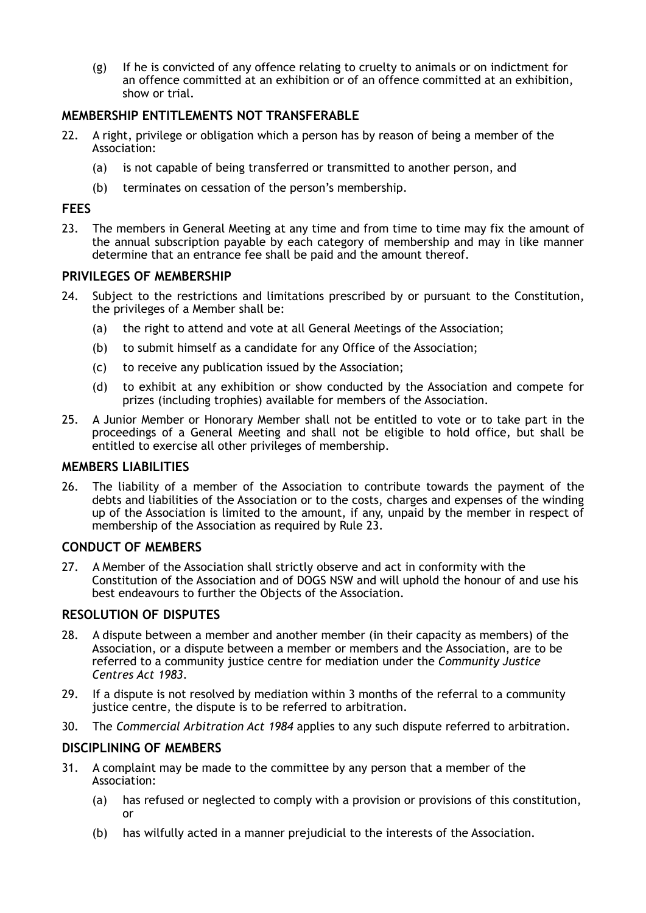(g) If he is convicted of any offence relating to cruelty to animals or on indictment for an offence committed at an exhibition or of an offence committed at an exhibition, show or trial.

## MEMBERSHIP ENTITLEMENTS NOT TRANSFERABLE

22. A right, privilege or obligation which a person has by reason of being a member of the Association:

    (a) is not capable of being transferred or transmitted to another person, and

    (b) terminates on cessation of the person's membership.

## FEES

23. The members in General Meeting at any time and from time to time may fix the amount of the annual subscription payable by each category of membership and may in like manner determine that an entrance fee shall be paid and the amount thereof.

## PRIVILEGES OF MEMBERSHIP

24. Subject to the restrictions and limitations prescribed by or pursuant to the Constitution, the privileges of a Member shall be:

    (a) the right to attend and vote at all General Meetings of the Association;

    (b) to submit himself as a candidate for any Office of the Association;

    (c) to receive any publication issued by the Association;

    (d) to exhibit at any exhibition or show conducted by the Association and compete for prizes (including trophies) available for members of the Association.

25. A Junior Member or Honorary Member shall not be entitled to vote or to take part in the proceedings of a General Meeting and shall not be eligible to hold office, but shall be entitled to exercise all other privileges of membership.

## MEMBERS LIABILITIES

26. The liability of a member of the Association to contribute towards the payment of the debts and liabilities of the Association or to the costs, charges and expenses of the winding up of the Association is limited to the amount, if any, unpaid by the member in respect of membership of the Association as required by Rule 23.

## CONDUCT OF MEMBERS

27. A Member of the Association shall strictly observe and act in conformity with the Constitution of the Association and of DOGS NSW and will uphold the honour of and use his best endeavours to further the Objects of the Association.

## RESOLUTION OF DISPUTES

28. A dispute between a member and another member (in their capacity as members) of the Association, or a dispute between a member or members and the Association, are to be referred to a community justice centre for mediation under the *Community Justice Centres Act 1983*.

29. If a dispute is not resolved by mediation within 3 months of the referral to a community justice centre, the dispute is to be referred to arbitration.

30. The *Commercial Arbitration Act 1984* applies to any such dispute referred to arbitration.

## DISCIPLINING OF MEMBERS

31. A complaint may be made to the committee by any person that a member of the Association:

    (a) has refused or neglected to comply with a provision or provisions of this constitution, or

    (b) has wilfully acted in a manner prejudicial to the interests of the Association.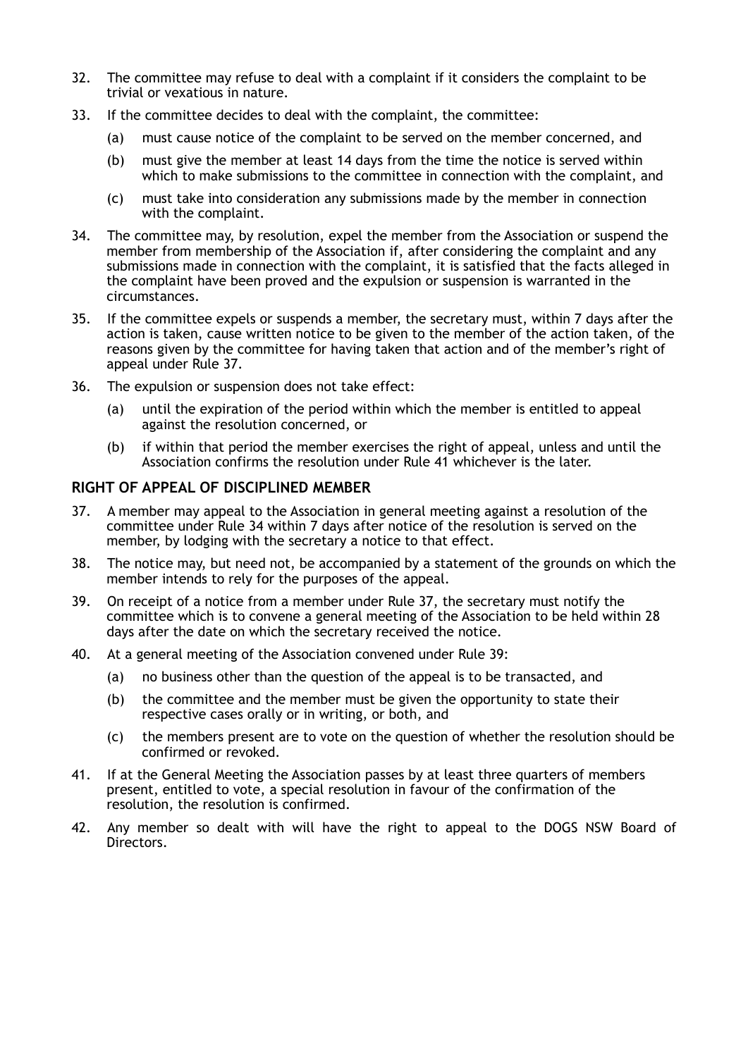32. The committee may refuse to deal with a complaint if it considers the complaint to be trivial or vexatious in nature.

33. If the committee decides to deal with the complaint, the committee:

    (a) must cause notice of the complaint to be served on the member concerned, and

    (b) must give the member at least 14 days from the time the notice is served within which to make submissions to the committee in connection with the complaint, and

    (c) must take into consideration any submissions made by the member in connection with the complaint.

34. The committee may, by resolution, expel the member from the Association or suspend the member from membership of the Association if, after considering the complaint and any submissions made in connection with the complaint, it is satisfied that the facts alleged in the complaint have been proved and the expulsion or suspension is warranted in the circumstances.

35. If the committee expels or suspends a member, the secretary must, within 7 days after the action is taken, cause written notice to be given to the member of the action taken, of the reasons given by the committee for having taken that action and of the member's right of appeal under Rule 37.

36. The expulsion or suspension does not take effect:

    (a) until the expiration of the period within which the member is entitled to appeal against the resolution concerned, or

    (b) if within that period the member exercises the right of appeal, unless and until the Association confirms the resolution under Rule 41 whichever is the later.

## RIGHT OF APPEAL OF DISCIPLINED MEMBER

37. A member may appeal to the Association in general meeting against a resolution of the committee under Rule 34 within 7 days after notice of the resolution is served on the member, by lodging with the secretary a notice to that effect.

38. The notice may, but need not, be accompanied by a statement of the grounds on which the member intends to rely for the purposes of the appeal.

39. On receipt of a notice from a member under Rule 37, the secretary must notify the committee which is to convene a general meeting of the Association to be held within 28 days after the date on which the secretary received the notice.

40. At a general meeting of the Association convened under Rule 39:

    (a) no business other than the question of the appeal is to be transacted, and

    (b) the committee and the member must be given the opportunity to state their respective cases orally or in writing, or both, and

    (c) the members present are to vote on the question of whether the resolution should be confirmed or revoked.

41. If at the General Meeting the Association passes by at least three quarters of members present, entitled to vote, a special resolution in favour of the confirmation of the resolution, the resolution is confirmed.

42. Any member so dealt with will have the right to appeal to the DOGS NSW Board of Directors.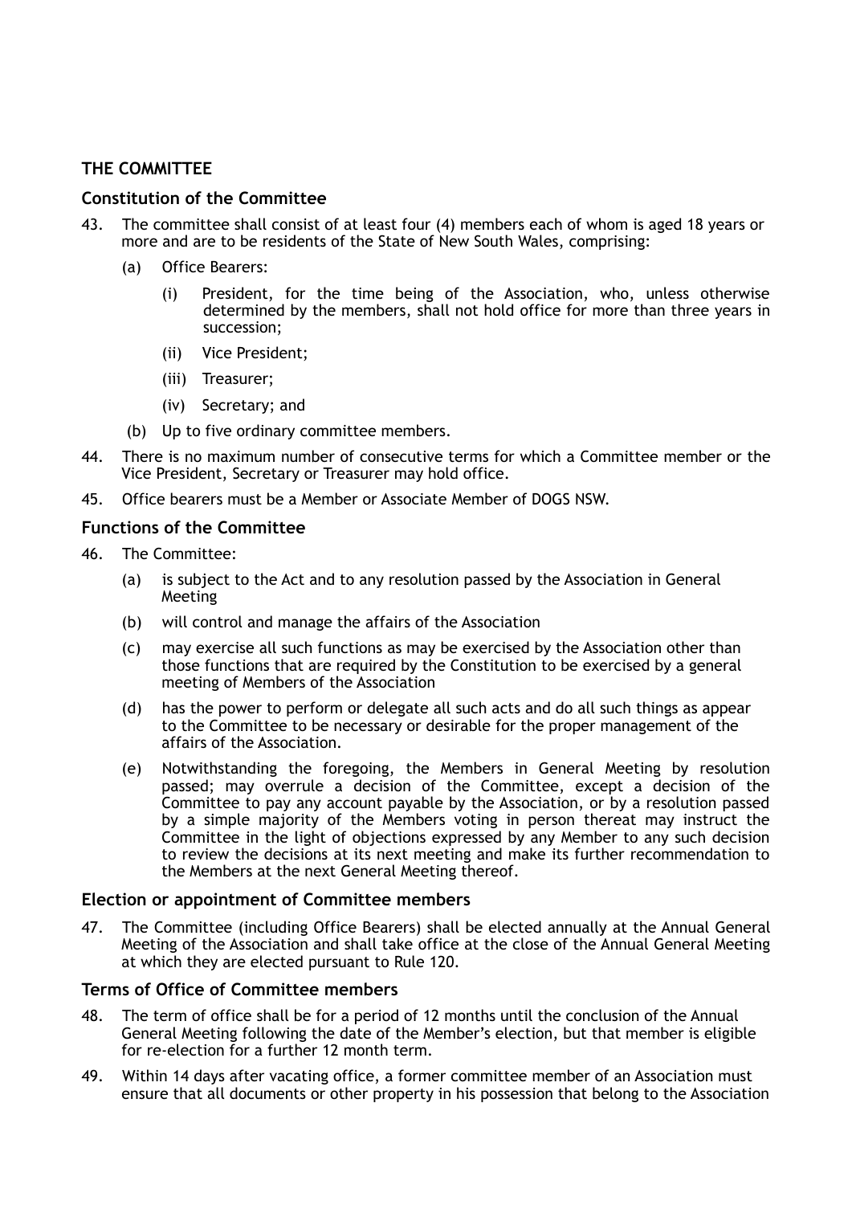## THE COMMITTEE

### Constitution of the Committee

43. The committee shall consist of at least four (4) members each of whom is aged 18 years or more and are to be residents of the State of New South Wales, comprising:

    (a) Office Bearers:

    (i) President, for the time being of the Association, who, unless otherwise determined by the members, shall not hold office for more than three years in succession;

    (ii) Vice President;

    (iii) Treasurer;

    (iv) Secretary; and

    (b) Up to five ordinary committee members.

44. There is no maximum number of consecutive terms for which a Committee member or the Vice President, Secretary or Treasurer may hold office.

45. Office bearers must be a Member or Associate Member of DOGS NSW.

### Functions of the Committee

46. The Committee:

    (a) is subject to the Act and to any resolution passed by the Association in General Meeting

    (b) will control and manage the affairs of the Association

    (c) may exercise all such functions as may be exercised by the Association other than those functions that are required by the Constitution to be exercised by a general meeting of Members of the Association

    (d) has the power to perform or delegate all such acts and do all such things as appear to the Committee to be necessary or desirable for the proper management of the affairs of the Association.

    (e) Notwithstanding the foregoing, the Members in General Meeting by resolution passed; may overrule a decision of the Committee, except a decision of the Committee to pay any account payable by the Association, or by a resolution passed by a simple majority of the Members voting in person thereat may instruct the Committee in the light of objections expressed by any Member to any such decision to review the decisions at its next meeting and make its further recommendation to the Members at the next General Meeting thereof.

### Election or appointment of Committee members

47. The Committee (including Office Bearers) shall be elected annually at the Annual General Meeting of the Association and shall take office at the close of the Annual General Meeting at which they are elected pursuant to Rule 120.

### Terms of Office of Committee members

48. The term of office shall be for a period of 12 months until the conclusion of the Annual General Meeting following the date of the Member's election, but that member is eligible for re-election for a further 12 month term.

49. Within 14 days after vacating office, a former committee member of an Association must ensure that all documents or other property in his possession that belong to the Association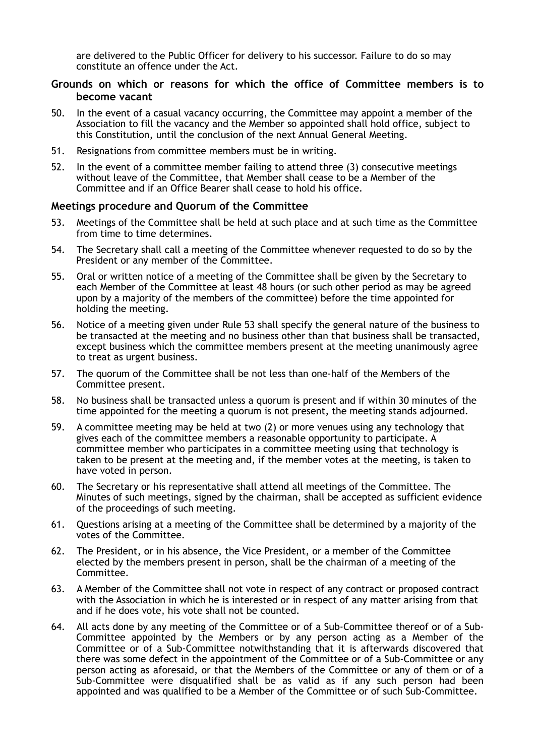are delivered to the Public Officer for delivery to his successor. Failure to do so may constitute an offence under the Act.

### Grounds on which or reasons for which the office of Committee members is to become vacant

50. In the event of a casual vacancy occurring, the Committee may appoint a member of the Association to fill the vacancy and the Member so appointed shall hold office, subject to this Constitution, until the conclusion of the next Annual General Meeting.

51. Resignations from committee members must be in writing.

52. In the event of a committee member failing to attend three (3) consecutive meetings without leave of the Committee, that Member shall cease to be a Member of the Committee and if an Office Bearer shall cease to hold his office.

### Meetings procedure and Quorum of the Committee

53. Meetings of the Committee shall be held at such place and at such time as the Committee from time to time determines.

54. The Secretary shall call a meeting of the Committee whenever requested to do so by the President or any member of the Committee.

55. Oral or written notice of a meeting of the Committee shall be given by the Secretary to each Member of the Committee at least 48 hours (or such other period as may be agreed upon by a majority of the members of the committee) before the time appointed for holding the meeting.

56. Notice of a meeting given under Rule 53 shall specify the general nature of the business to be transacted at the meeting and no business other than that business shall be transacted, except business which the committee members present at the meeting unanimously agree to treat as urgent business.

57. The quorum of the Committee shall be not less than one-half of the Members of the Committee present.

58. No business shall be transacted unless a quorum is present and if within 30 minutes of the time appointed for the meeting a quorum is not present, the meeting stands adjourned.

59. A committee meeting may be held at two (2) or more venues using any technology that gives each of the committee members a reasonable opportunity to participate. A committee member who participates in a committee meeting using that technology is taken to be present at the meeting and, if the member votes at the meeting, is taken to have voted in person.

60. The Secretary or his representative shall attend all meetings of the Committee. The Minutes of such meetings, signed by the chairman, shall be accepted as sufficient evidence of the proceedings of such meeting.

61. Questions arising at a meeting of the Committee shall be determined by a majority of the votes of the Committee.

62. The President, or in his absence, the Vice President, or a member of the Committee elected by the members present in person, shall be the chairman of a meeting of the Committee.

63. A Member of the Committee shall not vote in respect of any contract or proposed contract with the Association in which he is interested or in respect of any matter arising from that and if he does vote, his vote shall not be counted.

64. All acts done by any meeting of the Committee or of a Sub-Committee thereof or of a Sub-Committee appointed by the Members or by any person acting as a Member of the Committee or of a Sub-Committee notwithstanding that it is afterwards discovered that there was some defect in the appointment of the Committee or of a Sub-Committee or any person acting as aforesaid, or that the Members of the Committee or any of them or of a Sub-Committee were disqualified shall be as valid as if any such person had been appointed and was qualified to be a Member of the Committee or of such Sub-Committee.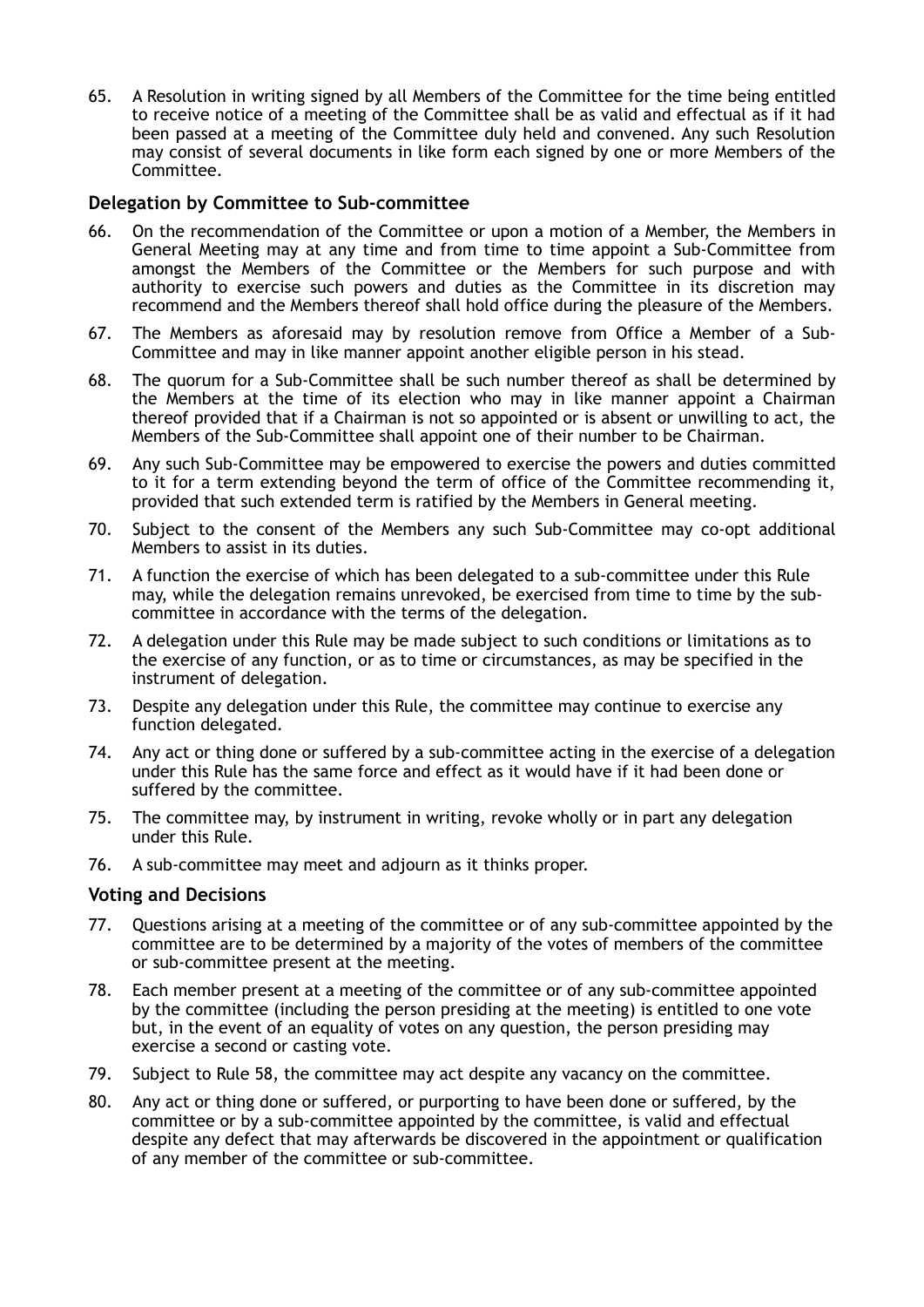65. A Resolution in writing signed by all Members of the Committee for the time being entitled to receive notice of a meeting of the Committee shall be as valid and effectual as if it had been passed at a meeting of the Committee duly held and convened. Any such Resolution may consist of several documents in like form each signed by one or more Members of the Committee.

### Delegation by Committee to Sub-committee

66. On the recommendation of the Committee or upon a motion of a Member, the Members in General Meeting may at any time and from time to time appoint a Sub-Committee from amongst the Members of the Committee or the Members for such purpose and with authority to exercise such powers and duties as the Committee in its discretion may recommend and the Members thereof shall hold office during the pleasure of the Members.
67. The Members as aforesaid may by resolution remove from Office a Member of a Sub-Committee and may in like manner appoint another eligible person in his stead.
68. The quorum for a Sub-Committee shall be such number thereof as shall be determined by the Members at the time of its election who may in like manner appoint a Chairman thereof provided that if a Chairman is not so appointed or is absent or unwilling to act, the Members of the Sub-Committee shall appoint one of their number to be Chairman.
69. Any such Sub-Committee may be empowered to exercise the powers and duties committed to it for a term extending beyond the term of office of the Committee recommending it, provided that such extended term is ratified by the Members in General meeting.
70. Subject to the consent of the Members any such Sub-Committee may co-opt additional Members to assist in its duties.
71. A function the exercise of which has been delegated to a sub-committee under this Rule may, while the delegation remains unrevoked, be exercised from time to time by the sub-committee in accordance with the terms of the delegation.
72. A delegation under this Rule may be made subject to such conditions or limitations as to the exercise of any function, or as to time or circumstances, as may be specified in the instrument of delegation.
73. Despite any delegation under this Rule, the committee may continue to exercise any function delegated.
74. Any act or thing done or suffered by a sub-committee acting in the exercise of a delegation under this Rule has the same force and effect as it would have if it had been done or suffered by the committee.
75. The committee may, by instrument in writing, revoke wholly or in part any delegation under this Rule.
76. A sub-committee may meet and adjourn as it thinks proper.

### Voting and Decisions

77. Questions arising at a meeting of the committee or of any sub-committee appointed by the committee are to be determined by a majority of the votes of members of the committee or sub-committee present at the meeting.
78. Each member present at a meeting of the committee or of any sub-committee appointed by the committee (including the person presiding at the meeting) is entitled to one vote but, in the event of an equality of votes on any question, the person presiding may exercise a second or casting vote.
79. Subject to Rule 58, the committee may act despite any vacancy on the committee.
80. Any act or thing done or suffered, or purporting to have been done or suffered, by the committee or by a sub-committee appointed by the committee, is valid and effectual despite any defect that may afterwards be discovered in the appointment or qualification of any member of the committee or sub-committee.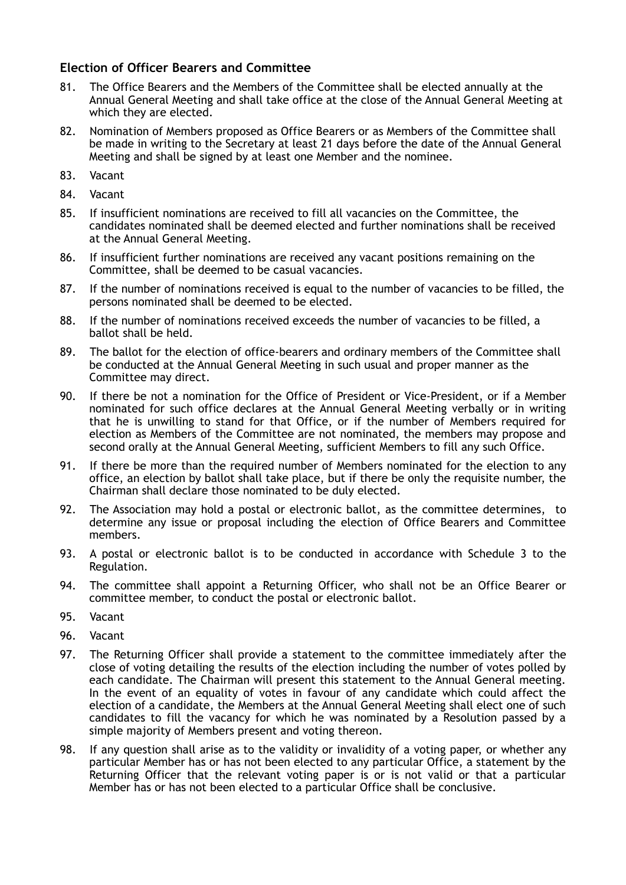### Election of Officer Bearers and Committee

81. The Office Bearers and the Members of the Committee shall be elected annually at the Annual General Meeting and shall take office at the close of the Annual General Meeting at which they are elected.

82. Nomination of Members proposed as Office Bearers or as Members of the Committee shall be made in writing to the Secretary at least 21 days before the date of the Annual General Meeting and shall be signed by at least one Member and the nominee.

83. Vacant

84. Vacant

85. If insufficient nominations are received to fill all vacancies on the Committee, the candidates nominated shall be deemed elected and further nominations shall be received at the Annual General Meeting.

86. If insufficient further nominations are received any vacant positions remaining on the Committee, shall be deemed to be casual vacancies.

87. If the number of nominations received is equal to the number of vacancies to be filled, the persons nominated shall be deemed to be elected.

88. If the number of nominations received exceeds the number of vacancies to be filled, a ballot shall be held.

89. The ballot for the election of office-bearers and ordinary members of the Committee shall be conducted at the Annual General Meeting in such usual and proper manner as the Committee may direct.

90. If there be not a nomination for the Office of President or Vice-President, or if a Member nominated for such office declares at the Annual General Meeting verbally or in writing that he is unwilling to stand for that Office, or if the number of Members required for election as Members of the Committee are not nominated, the members may propose and second orally at the Annual General Meeting, sufficient Members to fill any such Office.

91. If there be more than the required number of Members nominated for the election to any office, an election by ballot shall take place, but if there be only the requisite number, the Chairman shall declare those nominated to be duly elected.

92. The Association may hold a postal or electronic ballot, as the committee determines, to determine any issue or proposal including the election of Office Bearers and Committee members.

93. A postal or electronic ballot is to be conducted in accordance with Schedule 3 to the Regulation.

94. The committee shall appoint a Returning Officer, who shall not be an Office Bearer or committee member, to conduct the postal or electronic ballot.

95. Vacant

96. Vacant

97. The Returning Officer shall provide a statement to the committee immediately after the close of voting detailing the results of the election including the number of votes polled by each candidate. The Chairman will present this statement to the Annual General meeting. In the event of an equality of votes in favour of any candidate which could affect the election of a candidate, the Members at the Annual General Meeting shall elect one of such candidates to fill the vacancy for which he was nominated by a Resolution passed by a simple majority of Members present and voting thereon.

98. If any question shall arise as to the validity or invalidity of a voting paper, or whether any particular Member has or has not been elected to any particular Office, a statement by the Returning Officer that the relevant voting paper is or is not valid or that a particular Member has or has not been elected to a particular Office shall be conclusive.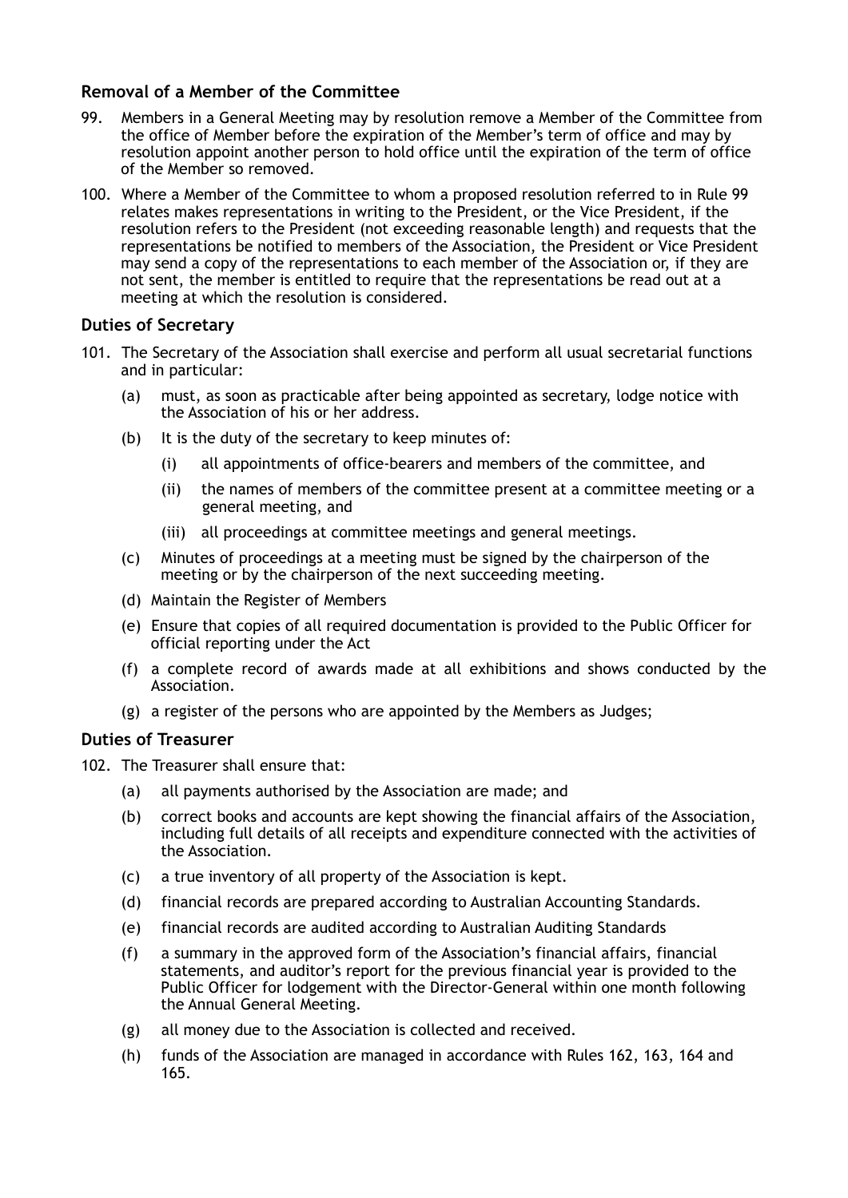### Removal of a Member of the Committee

99. Members in a General Meeting may by resolution remove a Member of the Committee from the office of Member before the expiration of the Member's term of office and may by resolution appoint another person to hold office until the expiration of the term of office of the Member so removed.

100. Where a Member of the Committee to whom a proposed resolution referred to in Rule 99 relates makes representations in writing to the President, or the Vice President, if the resolution refers to the President (not exceeding reasonable length) and requests that the representations be notified to members of the Association, the President or Vice President may send a copy of the representations to each member of the Association or, if they are not sent, the member is entitled to require that the representations be read out at a meeting at which the resolution is considered.

### Duties of Secretary

101. The Secretary of the Association shall exercise and perform all usual secretarial functions and in particular:
    - (a) must, as soon as practicable after being appointed as secretary, lodge notice with the Association of his or her address.
    - (b) It is the duty of the secretary to keep minutes of:
        - (i) all appointments of office-bearers and members of the committee, and
        - (ii) the names of members of the committee present at a committee meeting or a general meeting, and
        - (iii) all proceedings at committee meetings and general meetings.
    - (c) Minutes of proceedings at a meeting must be signed by the chairperson of the meeting or by the chairperson of the next succeeding meeting.
    - (d) Maintain the Register of Members
    - (e) Ensure that copies of all required documentation is provided to the Public Officer for official reporting under the Act
    - (f) a complete record of awards made at all exhibitions and shows conducted by the Association.
    - (g) a register of the persons who are appointed by the Members as Judges;

### Duties of Treasurer

102. The Treasurer shall ensure that:
    - (a) all payments authorised by the Association are made; and
    - (b) correct books and accounts are kept showing the financial affairs of the Association, including full details of all receipts and expenditure connected with the activities of the Association.
    - (c) a true inventory of all property of the Association is kept.
    - (d) financial records are prepared according to Australian Accounting Standards.
    - (e) financial records are audited according to Australian Auditing Standards
    - (f) a summary in the approved form of the Association's financial affairs, financial statements, and auditor's report for the previous financial year is provided to the Public Officer for lodgement with the Director-General within one month following the Annual General Meeting.
    - (g) all money due to the Association is collected and received.
    - (h) funds of the Association are managed in accordance with Rules 162, 163, 164 and 165.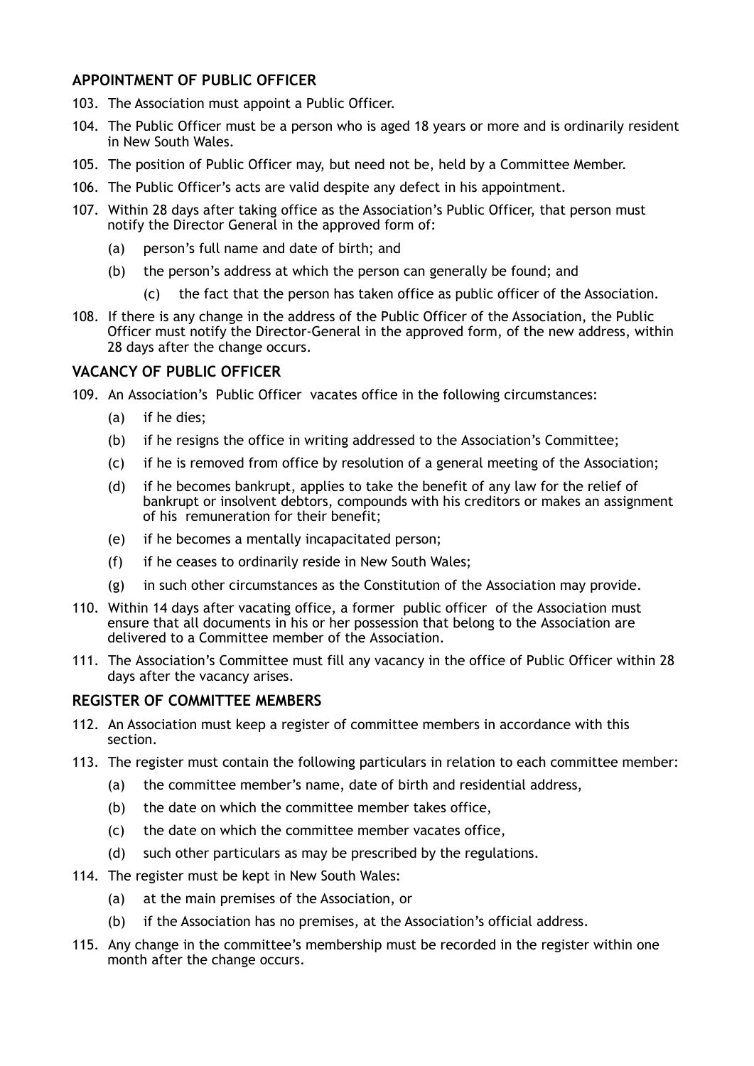## APPOINTMENT OF PUBLIC OFFICER

103. The Association must appoint a Public Officer.

104. The Public Officer must be a person who is aged 18 years or more and is ordinarily resident in New South Wales.

105. The position of Public Officer may, but need not be, held by a Committee Member.

106. The Public Officer's acts are valid despite any defect in his appointment.

107. Within 28 days after taking office as the Association's Public Officer, that person must notify the Director General in the approved form of:

    (a) person's full name and date of birth; and

    (b) the person's address at which the person can generally be found; and

    (c) the fact that the person has taken office as public officer of the Association.

108. If there is any change in the address of the Public Officer of the Association, the Public Officer must notify the Director-General in the approved form, of the new address, within 28 days after the change occurs.

## VACANCY OF PUBLIC OFFICER

109. An Association's Public Officer vacates office in the following circumstances:

    (a) if he dies;

    (b) if he resigns the office in writing addressed to the Association's Committee;

    (c) if he is removed from office by resolution of a general meeting of the Association;

    (d) if he becomes bankrupt, applies to take the benefit of any law for the relief of bankrupt or insolvent debtors, compounds with his creditors or makes an assignment of his remuneration for their benefit;

    (e) if he becomes a mentally incapacitated person;

    (f) if he ceases to ordinarily reside in New South Wales;

    (g) in such other circumstances as the Constitution of the Association may provide.

110. Within 14 days after vacating office, a former public officer of the Association must ensure that all documents in his or her possession that belong to the Association are delivered to a Committee member of the Association.

111. The Association's Committee must fill any vacancy in the office of Public Officer within 28 days after the vacancy arises.

## REGISTER OF COMMITTEE MEMBERS

112. An Association must keep a register of committee members in accordance with this section.

113. The register must contain the following particulars in relation to each committee member:

    (a) the committee member's name, date of birth and residential address,

    (b) the date on which the committee member takes office,

    (c) the date on which the committee member vacates office,

    (d) such other particulars as may be prescribed by the regulations.

114. The register must be kept in New South Wales:

    (a) at the main premises of the Association, or

    (b) if the Association has no premises, at the Association's official address.

115. Any change in the committee's membership must be recorded in the register within one month after the change occurs.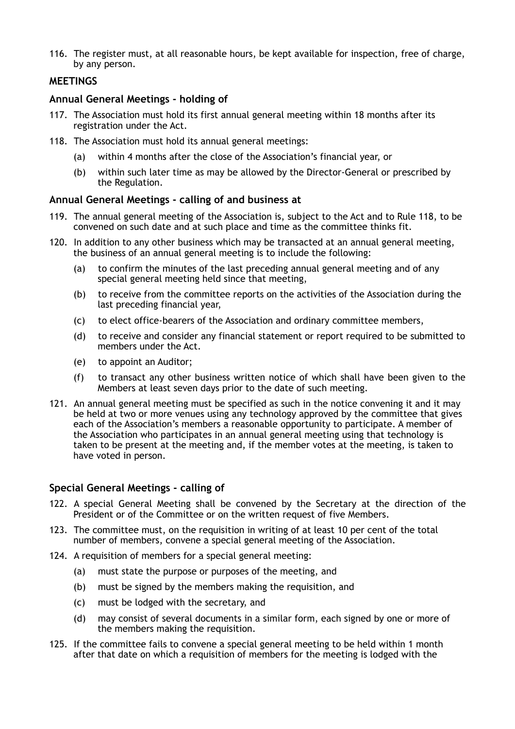116. The register must, at all reasonable hours, be kept available for inspection, free of charge, by any person.

## MEETINGS

### Annual General Meetings - holding of

117. The Association must hold its first annual general meeting within 18 months after its registration under the Act.

118. The Association must hold its annual general meetings:

    (a) within 4 months after the close of the Association's financial year, or

    (b) within such later time as may be allowed by the Director-General or prescribed by the Regulation.

### Annual General Meetings - calling of and business at

119. The annual general meeting of the Association is, subject to the Act and to Rule 118, to be convened on such date and at such place and time as the committee thinks fit.

120. In addition to any other business which may be transacted at an annual general meeting, the business of an annual general meeting is to include the following:

    (a) to confirm the minutes of the last preceding annual general meeting and of any special general meeting held since that meeting,

    (b) to receive from the committee reports on the activities of the Association during the last preceding financial year,

    (c) to elect office-bearers of the Association and ordinary committee members,

    (d) to receive and consider any financial statement or report required to be submitted to members under the Act.

    (e) to appoint an Auditor;

    (f) to transact any other business written notice of which shall have been given to the Members at least seven days prior to the date of such meeting.

121. An annual general meeting must be specified as such in the notice convening it and it may be held at two or more venues using any technology approved by the committee that gives each of the Association's members a reasonable opportunity to participate. A member of the Association who participates in an annual general meeting using that technology is taken to be present at the meeting and, if the member votes at the meeting, is taken to have voted in person.

### Special General Meetings - calling of

122. A special General Meeting shall be convened by the Secretary at the direction of the President or of the Committee or on the written request of five Members.

123. The committee must, on the requisition in writing of at least 10 per cent of the total number of members, convene a special general meeting of the Association.

124. A requisition of members for a special general meeting:

    (a) must state the purpose or purposes of the meeting, and

    (b) must be signed by the members making the requisition, and

    (c) must be lodged with the secretary, and

    (d) may consist of several documents in a similar form, each signed by one or more of the members making the requisition.

125. If the committee fails to convene a special general meeting to be held within 1 month after that date on which a requisition of members for the meeting is lodged with the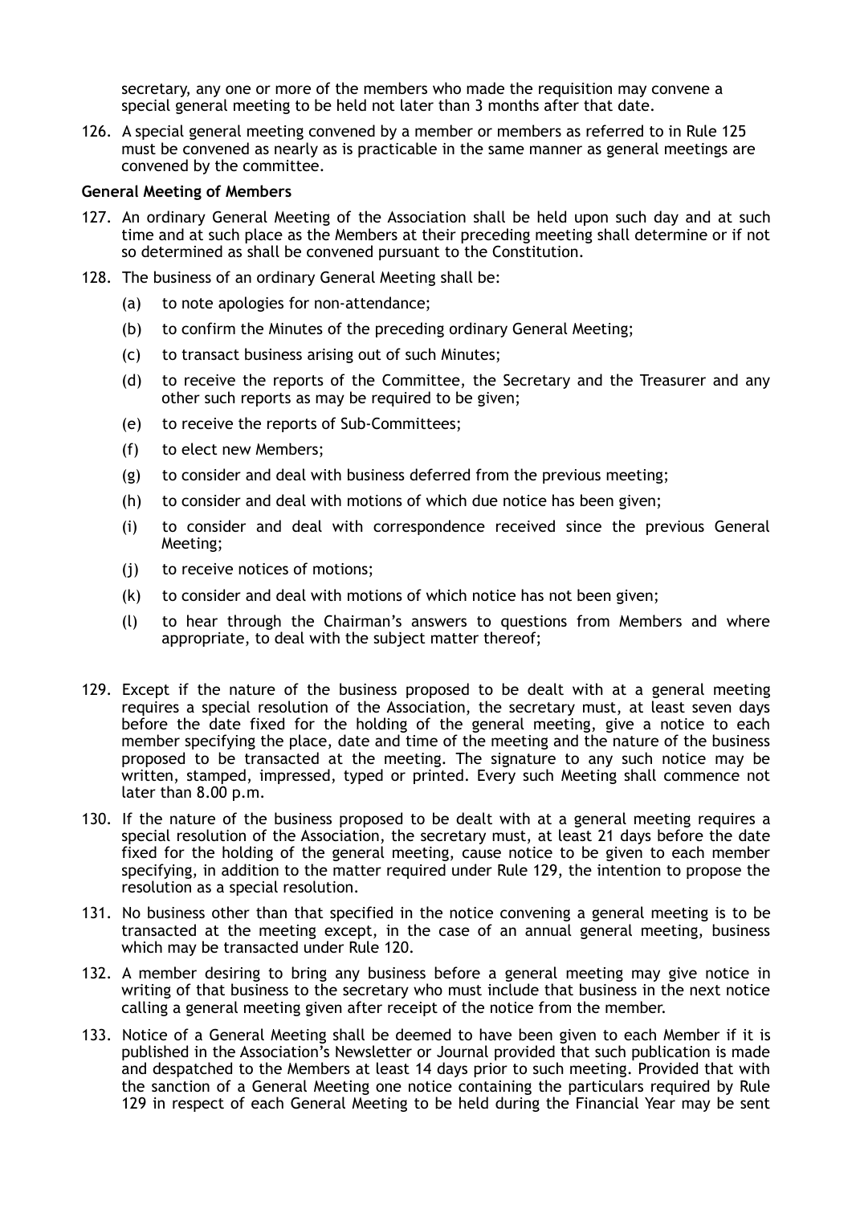secretary, any one or more of the members who made the requisition may convene a special general meeting to be held not later than 3 months after that date.

126. A special general meeting convened by a member or members as referred to in Rule 125 must be convened as nearly as is practicable in the same manner as general meetings are convened by the committee.

**General Meeting of Members**

127. An ordinary General Meeting of the Association shall be held upon such day and at such time and at such place as the Members at their preceding meeting shall determine or if not so determined as shall be convened pursuant to the Constitution.

128. The business of an ordinary General Meeting shall be:

    (a) to note apologies for non-attendance;

    (b) to confirm the Minutes of the preceding ordinary General Meeting;

    (c) to transact business arising out of such Minutes;

    (d) to receive the reports of the Committee, the Secretary and the Treasurer and any other such reports as may be required to be given;

    (e) to receive the reports of Sub-Committees;

    (f) to elect new Members;

    (g) to consider and deal with business deferred from the previous meeting;

    (h) to consider and deal with motions of which due notice has been given;

    (i) to consider and deal with correspondence received since the previous General Meeting;

    (j) to receive notices of motions;

    (k) to consider and deal with motions of which notice has not been given;

    (l) to hear through the Chairman's answers to questions from Members and where appropriate, to deal with the subject matter thereof;

129. Except if the nature of the business proposed to be dealt with at a general meeting requires a special resolution of the Association, the secretary must, at least seven days before the date fixed for the holding of the general meeting, give a notice to each member specifying the place, date and time of the meeting and the nature of the business proposed to be transacted at the meeting. The signature to any such notice may be written, stamped, impressed, typed or printed. Every such Meeting shall commence not later than 8.00 p.m.

130. If the nature of the business proposed to be dealt with at a general meeting requires a special resolution of the Association, the secretary must, at least 21 days before the date fixed for the holding of the general meeting, cause notice to be given to each member specifying, in addition to the matter required under Rule 129, the intention to propose the resolution as a special resolution.

131. No business other than that specified in the notice convening a general meeting is to be transacted at the meeting except, in the case of an annual general meeting, business which may be transacted under Rule 120.

132. A member desiring to bring any business before a general meeting may give notice in writing of that business to the secretary who must include that business in the next notice calling a general meeting given after receipt of the notice from the member.

133. Notice of a General Meeting shall be deemed to have been given to each Member if it is published in the Association's Newsletter or Journal provided that such publication is made and despatched to the Members at least 14 days prior to such meeting. Provided that with the sanction of a General Meeting one notice containing the particulars required by Rule 129 in respect of each General Meeting to be held during the Financial Year may be sent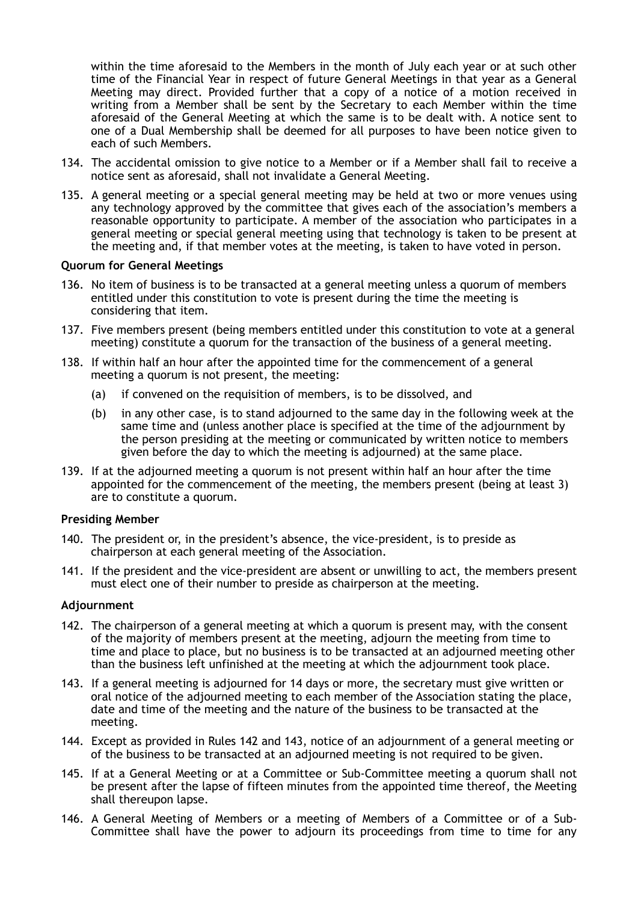within the time aforesaid to the Members in the month of July each year or at such other time of the Financial Year in respect of future General Meetings in that year as a General Meeting may direct. Provided further that a copy of a notice of a motion received in writing from a Member shall be sent by the Secretary to each Member within the time aforesaid of the General Meeting at which the same is to be dealt with. A notice sent to one of a Dual Membership shall be deemed for all purposes to have been notice given to each of such Members.

134. The accidental omission to give notice to a Member or if a Member shall fail to receive a notice sent as aforesaid, shall not invalidate a General Meeting.

135. A general meeting or a special general meeting may be held at two or more venues using any technology approved by the committee that gives each of the association's members a reasonable opportunity to participate. A member of the association who participates in a general meeting or special general meeting using that technology is taken to be present at the meeting and, if that member votes at the meeting, is taken to have voted in person.

**Quorum for General Meetings**

136. No item of business is to be transacted at a general meeting unless a quorum of members entitled under this constitution to vote is present during the time the meeting is considering that item.

137. Five members present (being members entitled under this constitution to vote at a general meeting) constitute a quorum for the transaction of the business of a general meeting.

138. If within half an hour after the appointed time for the commencement of a general meeting a quorum is not present, the meeting:

    (a) if convened on the requisition of members, is to be dissolved, and

    (b) in any other case, is to stand adjourned to the same day in the following week at the same time and (unless another place is specified at the time of the adjournment by the person presiding at the meeting or communicated by written notice to members given before the day to which the meeting is adjourned) at the same place.

139. If at the adjourned meeting a quorum is not present within half an hour after the time appointed for the commencement of the meeting, the members present (being at least 3) are to constitute a quorum.

**Presiding Member**

140. The president or, in the president's absence, the vice-president, is to preside as chairperson at each general meeting of the Association.

141. If the president and the vice-president are absent or unwilling to act, the members present must elect one of their number to preside as chairperson at the meeting.

**Adjournment**

142. The chairperson of a general meeting at which a quorum is present may, with the consent of the majority of members present at the meeting, adjourn the meeting from time to time and place to place, but no business is to be transacted at an adjourned meeting other than the business left unfinished at the meeting at which the adjournment took place.

143. If a general meeting is adjourned for 14 days or more, the secretary must give written or oral notice of the adjourned meeting to each member of the Association stating the place, date and time of the meeting and the nature of the business to be transacted at the meeting.

144. Except as provided in Rules 142 and 143, notice of an adjournment of a general meeting or of the business to be transacted at an adjourned meeting is not required to be given.

145. If at a General Meeting or at a Committee or Sub-Committee meeting a quorum shall not be present after the lapse of fifteen minutes from the appointed time thereof, the Meeting shall thereupon lapse.

146. A General Meeting of Members or a meeting of Members of a Committee or of a Sub-Committee shall have the power to adjourn its proceedings from time to time for any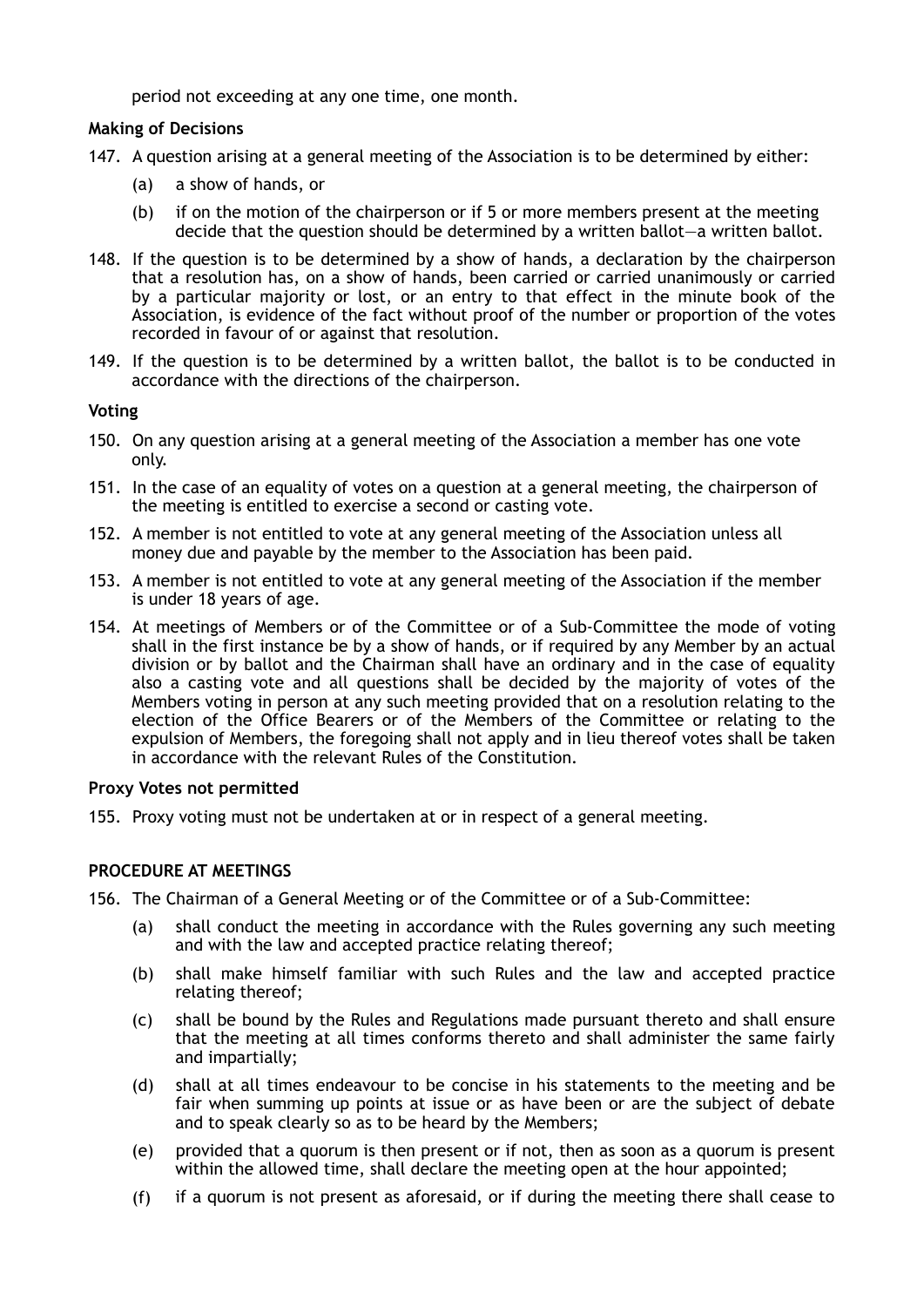period not exceeding at any one time, one month.

**Making of Decisions**

147. A question arising at a general meeting of the Association is to be determined by either:
    (a) a show of hands, or
    (b) if on the motion of the chairperson or if 5 or more members present at the meeting decide that the question should be determined by a written ballot—a written ballot.

148. If the question is to be determined by a show of hands, a declaration by the chairperson that a resolution has, on a show of hands, been carried or carried unanimously or carried by a particular majority or lost, or an entry to that effect in the minute book of the Association, is evidence of the fact without proof of the number or proportion of the votes recorded in favour of or against that resolution.

149. If the question is to be determined by a written ballot, the ballot is to be conducted in accordance with the directions of the chairperson.

**Voting**

150. On any question arising at a general meeting of the Association a member has one vote only.

151. In the case of an equality of votes on a question at a general meeting, the chairperson of the meeting is entitled to exercise a second or casting vote.

152. A member is not entitled to vote at any general meeting of the Association unless all money due and payable by the member to the Association has been paid.

153. A member is not entitled to vote at any general meeting of the Association if the member is under 18 years of age.

154. At meetings of Members or of the Committee or of a Sub-Committee the mode of voting shall in the first instance be by a show of hands, or if required by any Member by an actual division or by ballot and the Chairman shall have an ordinary and in the case of equality also a casting vote and all questions shall be decided by the majority of votes of the Members voting in person at any such meeting provided that on a resolution relating to the election of the Office Bearers or of the Members of the Committee or relating to the expulsion of Members, the foregoing shall not apply and in lieu thereof votes shall be taken in accordance with the relevant Rules of the Constitution.

**Proxy Votes not permitted**

155. Proxy voting must not be undertaken at or in respect of a general meeting.

**PROCEDURE AT MEETINGS**

156. The Chairman of a General Meeting or of the Committee or of a Sub-Committee:
    (a) shall conduct the meeting in accordance with the Rules governing any such meeting and with the law and accepted practice relating thereof;
    (b) shall make himself familiar with such Rules and the law and accepted practice relating thereof;
    (c) shall be bound by the Rules and Regulations made pursuant thereto and shall ensure that the meeting at all times conforms thereto and shall administer the same fairly and impartially;
    (d) shall at all times endeavour to be concise in his statements to the meeting and be fair when summing up points at issue or as have been or are the subject of debate and to speak clearly so as to be heard by the Members;
    (e) provided that a quorum is then present or if not, then as soon as a quorum is present within the allowed time, shall declare the meeting open at the hour appointed;
    (f) if a quorum is not present as aforesaid, or if during the meeting there shall cease to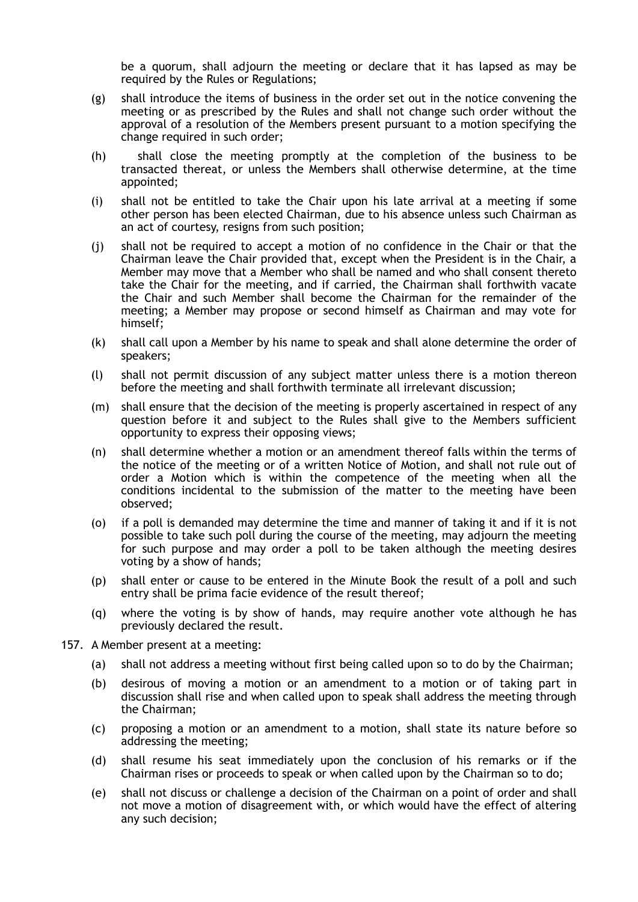be a quorum, shall adjourn the meeting or declare that it has lapsed as may be required by the Rules or Regulations;

(g) shall introduce the items of business in the order set out in the notice convening the meeting or as prescribed by the Rules and shall not change such order without the approval of a resolution of the Members present pursuant to a motion specifying the change required in such order;

(h) shall close the meeting promptly at the completion of the business to be transacted thereat, or unless the Members shall otherwise determine, at the time appointed;

(i) shall not be entitled to take the Chair upon his late arrival at a meeting if some other person has been elected Chairman, due to his absence unless such Chairman as an act of courtesy, resigns from such position;

(j) shall not be required to accept a motion of no confidence in the Chair or that the Chairman leave the Chair provided that, except when the President is in the Chair, a Member may move that a Member who shall be named and who shall consent thereto take the Chair for the meeting, and if carried, the Chairman shall forthwith vacate the Chair and such Member shall become the Chairman for the remainder of the meeting; a Member may propose or second himself as Chairman and may vote for himself;

(k) shall call upon a Member by his name to speak and shall alone determine the order of speakers;

(l) shall not permit discussion of any subject matter unless there is a motion thereon before the meeting and shall forthwith terminate all irrelevant discussion;

(m) shall ensure that the decision of the meeting is properly ascertained in respect of any question before it and subject to the Rules shall give to the Members sufficient opportunity to express their opposing views;

(n) shall determine whether a motion or an amendment thereof falls within the terms of the notice of the meeting or of a written Notice of Motion, and shall not rule out of order a Motion which is within the competence of the meeting when all the conditions incidental to the submission of the matter to the meeting have been observed;

(o) if a poll is demanded may determine the time and manner of taking it and if it is not possible to take such poll during the course of the meeting, may adjourn the meeting for such purpose and may order a poll to be taken although the meeting desires voting by a show of hands;

(p) shall enter or cause to be entered in the Minute Book the result of a poll and such entry shall be prima facie evidence of the result thereof;

(q) where the voting is by show of hands, may require another vote although he has previously declared the result.

157. A Member present at a meeting:

(a) shall not address a meeting without first being called upon so to do by the Chairman;

(b) desirous of moving a motion or an amendment to a motion or of taking part in discussion shall rise and when called upon to speak shall address the meeting through the Chairman;

(c) proposing a motion or an amendment to a motion, shall state its nature before so addressing the meeting;

(d) shall resume his seat immediately upon the conclusion of his remarks or if the Chairman rises or proceeds to speak or when called upon by the Chairman so to do;

(e) shall not discuss or challenge a decision of the Chairman on a point of order and shall not move a motion of disagreement with, or which would have the effect of altering any such decision;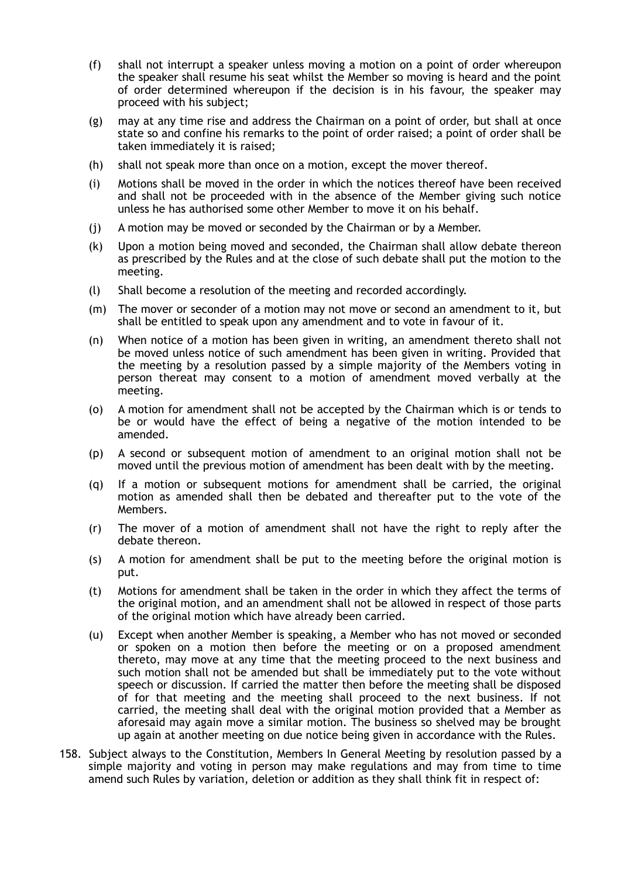(f) shall not interrupt a speaker unless moving a motion on a point of order whereupon the speaker shall resume his seat whilst the Member so moving is heard and the point of order determined whereupon if the decision is in his favour, the speaker may proceed with his subject;

(g) may at any time rise and address the Chairman on a point of order, but shall at once state so and confine his remarks to the point of order raised; a point of order shall be taken immediately it is raised;

(h) shall not speak more than once on a motion, except the mover thereof.

(i) Motions shall be moved in the order in which the notices thereof have been received and shall not be proceeded with in the absence of the Member giving such notice unless he has authorised some other Member to move it on his behalf.

(j) A motion may be moved or seconded by the Chairman or by a Member.

(k) Upon a motion being moved and seconded, the Chairman shall allow debate thereon as prescribed by the Rules and at the close of such debate shall put the motion to the meeting.

(l) Shall become a resolution of the meeting and recorded accordingly.

(m) The mover or seconder of a motion may not move or second an amendment to it, but shall be entitled to speak upon any amendment and to vote in favour of it.

(n) When notice of a motion has been given in writing, an amendment thereto shall not be moved unless notice of such amendment has been given in writing. Provided that the meeting by a resolution passed by a simple majority of the Members voting in person thereat may consent to a motion of amendment moved verbally at the meeting.

(o) A motion for amendment shall not be accepted by the Chairman which is or tends to be or would have the effect of being a negative of the motion intended to be amended.

(p) A second or subsequent motion of amendment to an original motion shall not be moved until the previous motion of amendment has been dealt with by the meeting.

(q) If a motion or subsequent motions for amendment shall be carried, the original motion as amended shall then be debated and thereafter put to the vote of the Members.

(r) The mover of a motion of amendment shall not have the right to reply after the debate thereon.

(s) A motion for amendment shall be put to the meeting before the original motion is put.

(t) Motions for amendment shall be taken in the order in which they affect the terms of the original motion, and an amendment shall not be allowed in respect of those parts of the original motion which have already been carried.

(u) Except when another Member is speaking, a Member who has not moved or seconded or spoken on a motion then before the meeting or on a proposed amendment thereto, may move at any time that the meeting proceed to the next business and such motion shall not be amended but shall be immediately put to the vote without speech or discussion. If carried the matter then before the meeting shall be disposed of for that meeting and the meeting shall proceed to the next business. If not carried, the meeting shall deal with the original motion provided that a Member as aforesaid may again move a similar motion. The business so shelved may be brought up again at another meeting on due notice being given in accordance with the Rules.

158. Subject always to the Constitution, Members In General Meeting by resolution passed by a simple majority and voting in person may make regulations and may from time to time amend such Rules by variation, deletion or addition as they shall think fit in respect of: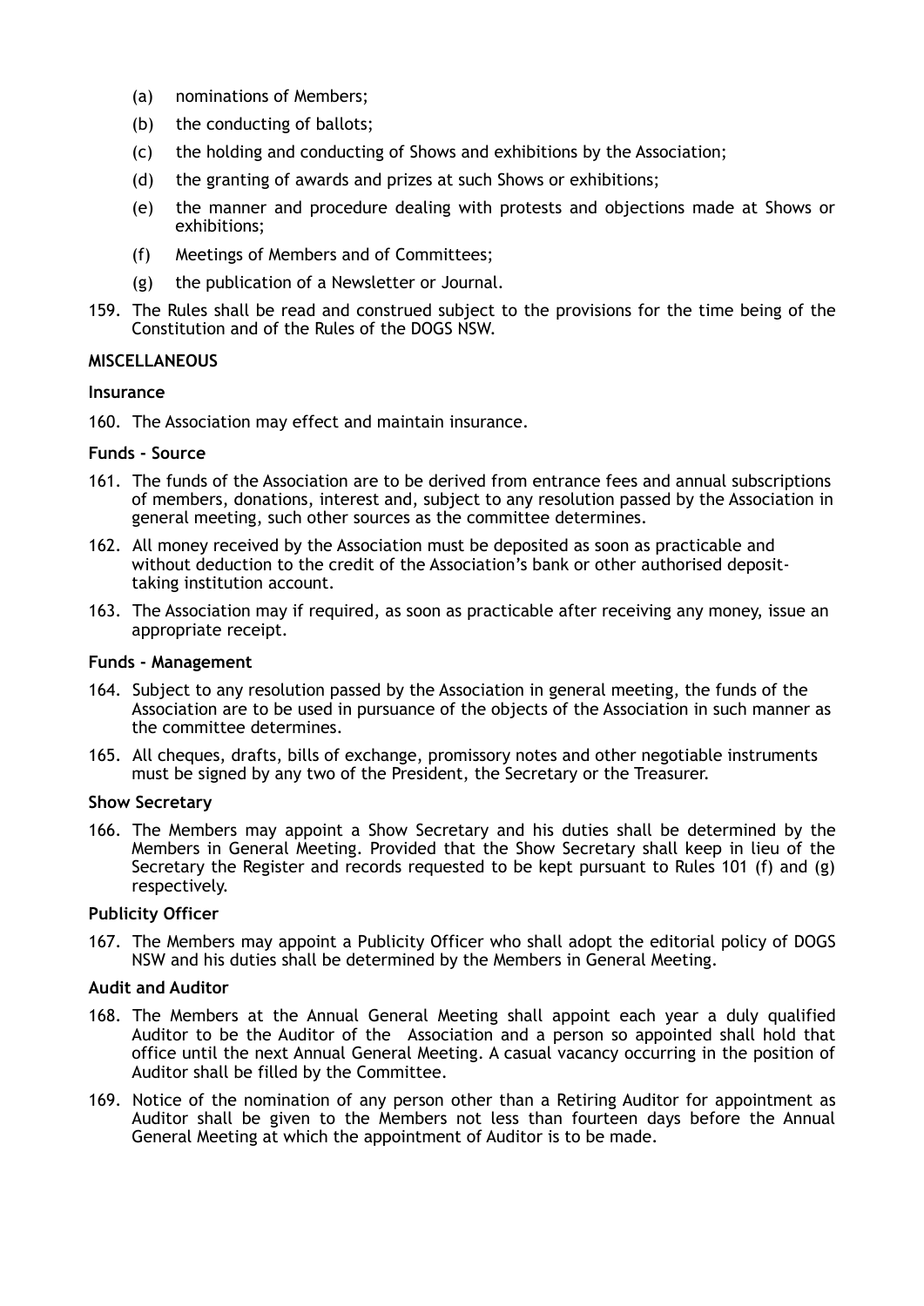(a) nominations of Members;

(b) the conducting of ballots;

(c) the holding and conducting of Shows and exhibitions by the Association;

(d) the granting of awards and prizes at such Shows or exhibitions;

(e) the manner and procedure dealing with protests and objections made at Shows or exhibitions;

(f) Meetings of Members and of Committees;

(g) the publication of a Newsletter or Journal.

159. The Rules shall be read and construed subject to the provisions for the time being of the Constitution and of the Rules of the DOGS NSW.

**MISCELLANEOUS**

**Insurance**

160. The Association may effect and maintain insurance.

**Funds - Source**

161. The funds of the Association are to be derived from entrance fees and annual subscriptions of members, donations, interest and, subject to any resolution passed by the Association in general meeting, such other sources as the committee determines.

162. All money received by the Association must be deposited as soon as practicable and without deduction to the credit of the Association's bank or other authorised deposit-taking institution account.

163. The Association may if required, as soon as practicable after receiving any money, issue an appropriate receipt.

**Funds - Management**

164. Subject to any resolution passed by the Association in general meeting, the funds of the Association are to be used in pursuance of the objects of the Association in such manner as the committee determines.

165. All cheques, drafts, bills of exchange, promissory notes and other negotiable instruments must be signed by any two of the President, the Secretary or the Treasurer.

**Show Secretary**

166. The Members may appoint a Show Secretary and his duties shall be determined by the Members in General Meeting. Provided that the Show Secretary shall keep in lieu of the Secretary the Register and records requested to be kept pursuant to Rules 101 (f) and (g) respectively.

**Publicity Officer**

167. The Members may appoint a Publicity Officer who shall adopt the editorial policy of DOGS NSW and his duties shall be determined by the Members in General Meeting.

**Audit and Auditor**

168. The Members at the Annual General Meeting shall appoint each year a duly qualified Auditor to be the Auditor of the Association and a person so appointed shall hold that office until the next Annual General Meeting. A casual vacancy occurring in the position of Auditor shall be filled by the Committee.

169. Notice of the nomination of any person other than a Retiring Auditor for appointment as Auditor shall be given to the Members not less than fourteen days before the Annual General Meeting at which the appointment of Auditor is to be made.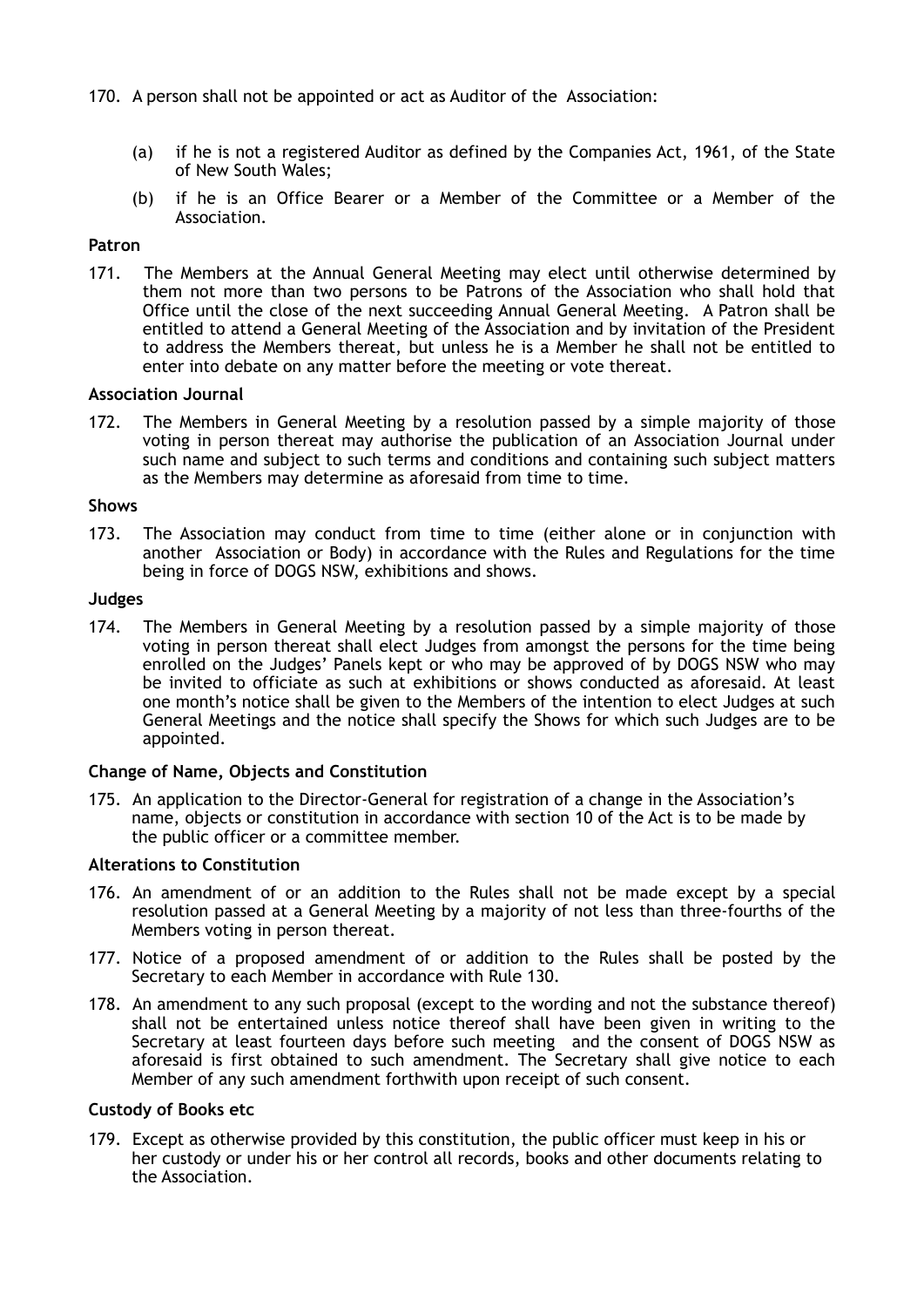170. A person shall not be appointed or act as Auditor of the Association:

    (a) if he is not a registered Auditor as defined by the Companies Act, 1961, of the State of New South Wales;

    (b) if he is an Office Bearer or a Member of the Committee or a Member of the Association.

**Patron**

171. The Members at the Annual General Meeting may elect until otherwise determined by them not more than two persons to be Patrons of the Association who shall hold that Office until the close of the next succeeding Annual General Meeting. A Patron shall be entitled to attend a General Meeting of the Association and by invitation of the President to address the Members thereat, but unless he is a Member he shall not be entitled to enter into debate on any matter before the meeting or vote thereat.

**Association Journal**

172. The Members in General Meeting by a resolution passed by a simple majority of those voting in person thereat may authorise the publication of an Association Journal under such name and subject to such terms and conditions and containing such subject matters as the Members may determine as aforesaid from time to time.

**Shows**

173. The Association may conduct from time to time (either alone or in conjunction with another Association or Body) in accordance with the Rules and Regulations for the time being in force of DOGS NSW, exhibitions and shows.

**Judges**

174. The Members in General Meeting by a resolution passed by a simple majority of those voting in person thereat shall elect Judges from amongst the persons for the time being enrolled on the Judges' Panels kept or who may be approved of by DOGS NSW who may be invited to officiate as such at exhibitions or shows conducted as aforesaid. At least one month's notice shall be given to the Members of the intention to elect Judges at such General Meetings and the notice shall specify the Shows for which such Judges are to be appointed.

**Change of Name, Objects and Constitution**

175. An application to the Director-General for registration of a change in the Association's name, objects or constitution in accordance with section 10 of the Act is to be made by the public officer or a committee member.

**Alterations to Constitution**

176. An amendment of or an addition to the Rules shall not be made except by a special resolution passed at a General Meeting by a majority of not less than three-fourths of the Members voting in person thereat.

177. Notice of a proposed amendment of or addition to the Rules shall be posted by the Secretary to each Member in accordance with Rule 130.

178. An amendment to any such proposal (except to the wording and not the substance thereof) shall not be entertained unless notice thereof shall have been given in writing to the Secretary at least fourteen days before such meeting and the consent of DOGS NSW as aforesaid is first obtained to such amendment. The Secretary shall give notice to each Member of any such amendment forthwith upon receipt of such consent.

**Custody of Books etc**

179. Except as otherwise provided by this constitution, the public officer must keep in his or her custody or under his or her control all records, books and other documents relating to the Association.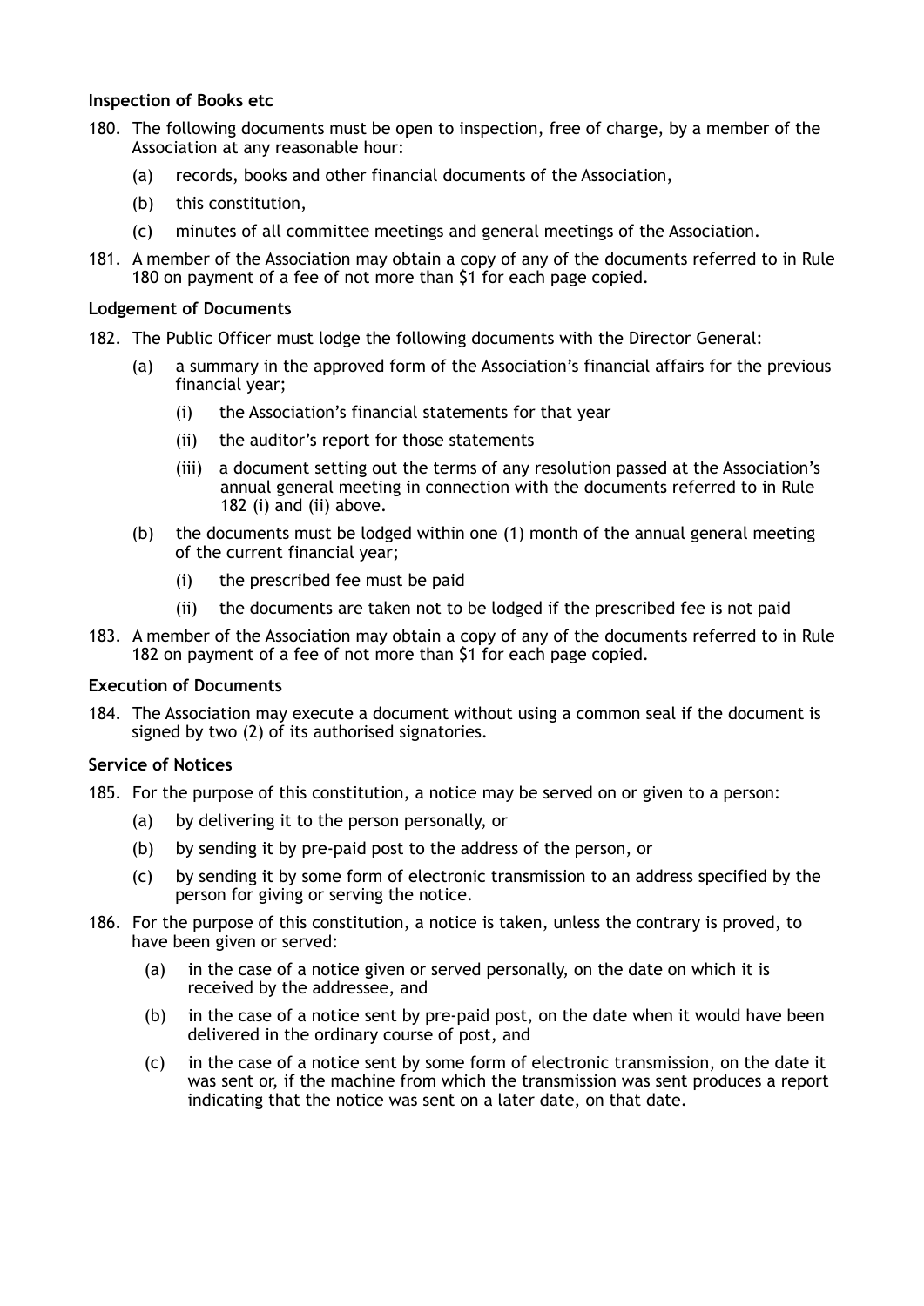**Inspection of Books etc**

180. The following documents must be open to inspection, free of charge, by a member of the Association at any reasonable hour:
    - (a) records, books and other financial documents of the Association,
    - (b) this constitution,
    - (c) minutes of all committee meetings and general meetings of the Association.

181. A member of the Association may obtain a copy of any of the documents referred to in Rule 180 on payment of a fee of not more than $1 for each page copied.

**Lodgement of Documents**

182. The Public Officer must lodge the following documents with the Director General:
    - (a) a summary in the approved form of the Association's financial affairs for the previous financial year;
        - (i) the Association's financial statements for that year
        - (ii) the auditor's report for those statements
        - (iii) a document setting out the terms of any resolution passed at the Association's annual general meeting in connection with the documents referred to in Rule 182 (i) and (ii) above.
    - (b) the documents must be lodged within one (1) month of the annual general meeting of the current financial year;
        - (i) the prescribed fee must be paid
        - (ii) the documents are taken not to be lodged if the prescribed fee is not paid

183. A member of the Association may obtain a copy of any of the documents referred to in Rule 182 on payment of a fee of not more than $1 for each page copied.

**Execution of Documents**

184. The Association may execute a document without using a common seal if the document is signed by two (2) of its authorised signatories.

**Service of Notices**

185. For the purpose of this constitution, a notice may be served on or given to a person:
    - (a) by delivering it to the person personally, or
    - (b) by sending it by pre-paid post to the address of the person, or
    - (c) by sending it by some form of electronic transmission to an address specified by the person for giving or serving the notice.

186. For the purpose of this constitution, a notice is taken, unless the contrary is proved, to have been given or served:
    - (a) in the case of a notice given or served personally, on the date on which it is received by the addressee, and
    - (b) in the case of a notice sent by pre-paid post, on the date when it would have been delivered in the ordinary course of post, and
    - (c) in the case of a notice sent by some form of electronic transmission, on the date it was sent or, if the machine from which the transmission was sent produces a report indicating that the notice was sent on a later date, on that date.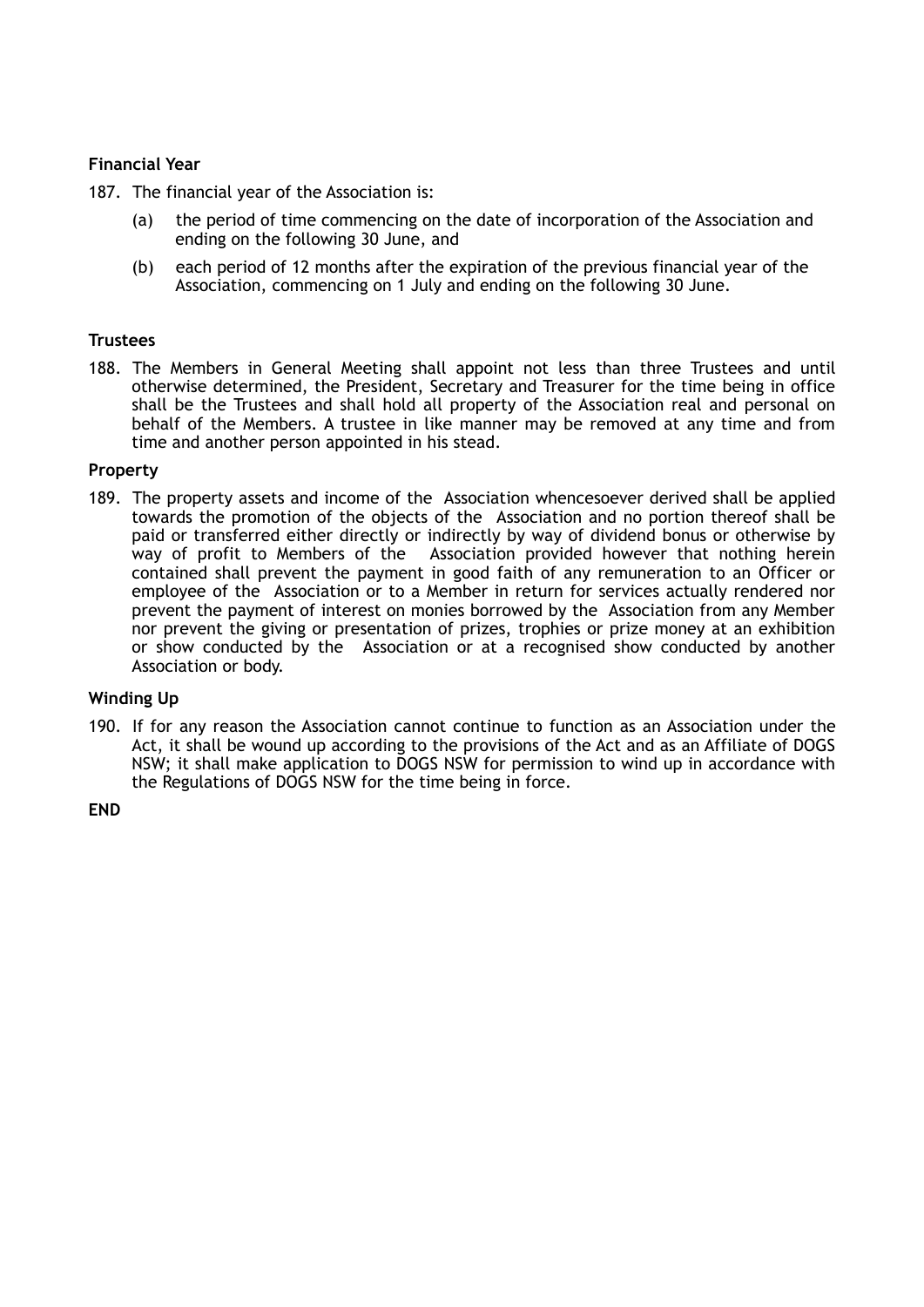**Financial Year**

187. The financial year of the Association is:

   (a) the period of time commencing on the date of incorporation of the Association and ending on the following 30 June, and

   (b) each period of 12 months after the expiration of the previous financial year of the Association, commencing on 1 July and ending on the following 30 June.

**Trustees**

188. The Members in General Meeting shall appoint not less than three Trustees and until otherwise determined, the President, Secretary and Treasurer for the time being in office shall be the Trustees and shall hold all property of the Association real and personal on behalf of the Members. A trustee in like manner may be removed at any time and from time and another person appointed in his stead.

**Property**

189. The property assets and income of the Association whencesoever derived shall be applied towards the promotion of the objects of the Association and no portion thereof shall be paid or transferred either directly or indirectly by way of dividend bonus or otherwise by way of profit to Members of the Association provided however that nothing herein contained shall prevent the payment in good faith of any remuneration to an Officer or employee of the Association or to a Member in return for services actually rendered nor prevent the payment of interest on monies borrowed by the Association from any Member nor prevent the giving or presentation of prizes, trophies or prize money at an exhibition or show conducted by the Association or at a recognised show conducted by another Association or body.

**Winding Up**

190. If for any reason the Association cannot continue to function as an Association under the Act, it shall be wound up according to the provisions of the Act and as an Affiliate of DOGS NSW; it shall make application to DOGS NSW for permission to wind up in accordance with the Regulations of DOGS NSW for the time being in force.

**END**